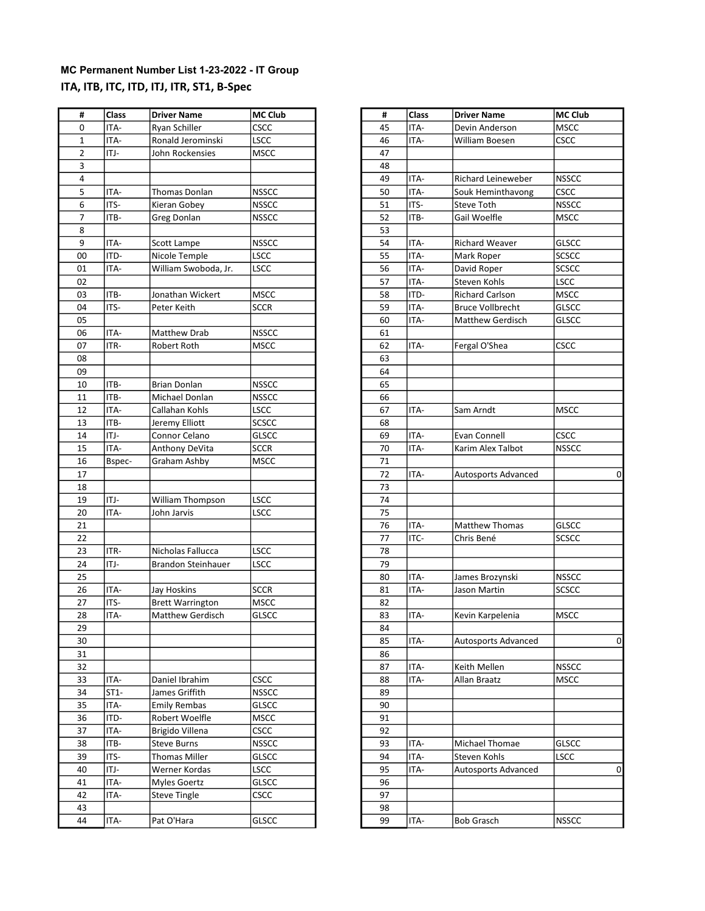**MC Permanent Number List 1-23-2022 - IT Group**

**ITA, ITB, ITC, ITD, ITJ, ITR, ST1, B-Spec**

| # | Class | Driver Name | MC Club |
|---|---|---|---|
| 0 | ITA- | Ryan Schiller | CSCC |
| 1 | ITA- | Ronald Jerominski | LSCC |
| 2 | ITJ- | John Rockensies | MSCC |
| 3 | | | |
| 4 | | | |
| 5 | ITA- | Thomas Donlan | NSSCC |
| 6 | ITS- | Kieran Gobey | NSSCC |
| 7 | ITB- | Greg Donlan | NSSCC |
| 8 | | | |
| 9 | ITA- | Scott Lampe | NSSCC |
| 00 | ITD- | Nicole Temple | LSCC |
| 01 | ITA- | William Swoboda, Jr. | LSCC |
| 02 | | | |
| 03 | ITB- | Jonathan Wickert | MSCC |
| 04 | ITS- | Peter Keith | SCCR |
| 05 | | | |
| 06 | ITA- | Matthew Drab | NSSCC |
| 07 | ITR- | Robert Roth | MSCC |
| 08 | | | |
| 09 | | | |
| 10 | ITB- | Brian Donlan | NSSCC |
| 11 | ITB- | Michael Donlan | NSSCC |
| 12 | ITA- | Callahan Kohls | LSCC |
| 13 | ITB- | Jeremy Elliott | SCSCC |
| 14 | ITJ- | Connor Celano | GLSCC |
| 15 | ITA- | Anthony DeVita | SCCR |
| 16 | Bspec- | Graham Ashby | MSCC |
| 17 | | | |
| 18 | | | |
| 19 | ITJ- | William Thompson | LSCC |
| 20 | ITA- | John Jarvis | LSCC |
| 21 | | | |
| 22 | | | |
| 23 | ITR- | Nicholas Fallucca | LSCC |
| 24 | ITJ- | Brandon Steinhauer | LSCC |
| 25 | | | |
| 26 | ITA- | Jay Hoskins | SCCR |
| 27 | ITS- | Brett Warrington | MSCC |
| 28 | ITA- | Matthew Gerdisch | GLSCC |
| 29 | | | |
| 30 | | | |
| 31 | | | |
| 32 | | | |
| 33 | ITA- | Daniel Ibrahim | CSCC |
| 34 | ST1- | James Griffith | NSSCC |
| 35 | ITA- | Emily Rembas | GLSCC |
| 36 | ITD- | Robert Woelfle | MSCC |
| 37 | ITA- | Brigido Villena | CSCC |
| 38 | ITB- | Steve Burns | NSSCC |
| 39 | ITS- | Thomas Miller | GLSCC |
| 40 | ITJ- | Werner Kordas | LSCC |
| 41 | ITA- | Myles Goertz | GLSCC |
| 42 | ITA- | Steve Tingle | CSCC |
| 43 | | | |
| 44 | ITA- | Pat O'Hara | GLSCC |

| # | Class | Driver Name | MC Club |
|---|---|---|---|
| 45 | ITA- | Devin Anderson | MSCC |
| 46 | ITA- | William Boesen | CSCC |
| 47 | | | |
| 48 | | | |
| 49 | ITA- | Richard Leineweber | NSSCC |
| 50 | ITA- | Souk Heminthavong | CSCC |
| 51 | ITS- | Steve Toth | NSSCC |
| 52 | ITB- | Gail Woelfle | MSCC |
| 53 | | | |
| 54 | ITA- | Richard Weaver | GLSCC |
| 55 | ITA- | Mark Roper | SCSCC |
| 56 | ITA- | David Roper | SCSCC |
| 57 | ITA- | Steven Kohls | LSCC |
| 58 | ITD- | Richard Carlson | MSCC |
| 59 | ITA- | Bruce Vollbrecht | GLSCC |
| 60 | ITA- | Matthew Gerdisch | GLSCC |
| 61 | | | |
| 62 | ITA- | Fergal O'Shea | CSCC |
| 63 | | | |
| 64 | | | |
| 65 | | | |
| 66 | | | |
| 67 | ITA- | Sam Arndt | MSCC |
| 68 | | | |
| 69 | ITA- | Evan Connell | CSCC |
| 70 | ITA- | Karim Alex Talbot | NSSCC |
| 71 | | | |
| 72 | ITA- | Autosports Advanced | 0 |
| 73 | | | |
| 74 | | | |
| 75 | | | |
| 76 | ITA- | Matthew Thomas | GLSCC |
| 77 | ITC- | Chris Bené | SCSCC |
| 78 | | | |
| 79 | | | |
| 80 | ITA- | James Brozynski | NSSCC |
| 81 | ITA- | Jason Martin | SCSCC |
| 82 | | | |
| 83 | ITA- | Kevin Karpelenia | MSCC |
| 84 | | | |
| 85 | ITA- | Autosports Advanced | 0 |
| 86 | | | |
| 87 | ITA- | Keith Mellen | NSSCC |
| 88 | ITA- | Allan Braatz | MSCC |
| 89 | | | |
| 90 | | | |
| 91 | | | |
| 92 | | | |
| 93 | ITA- | Michael Thomae | GLSCC |
| 94 | ITA- | Steven Kohls | LSCC |
| 95 | ITA- | Autosports Advanced | 0 |
| 96 | | | |
| 97 | | | |
| 98 | | | |
| 99 | ITA- | Bob Grasch | NSSCC |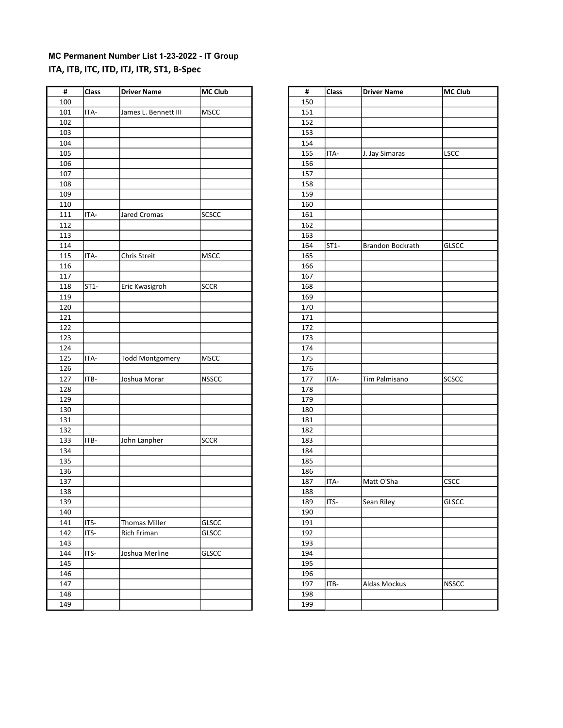**MC Permanent Number List 1-23-2022 - IT Group**

**ITA, ITB, ITC, ITD, ITJ, ITR, ST1, B-Spec**

| # | Class | Driver Name | MC Club |
|---|---|---|---|
| 100 | | | |
| 101 | ITA- | James L. Bennett III | MSCC |
| 102 | | | |
| 103 | | | |
| 104 | | | |
| 105 | | | |
| 106 | | | |
| 107 | | | |
| 108 | | | |
| 109 | | | |
| 110 | | | |
| 111 | ITA- | Jared Cromas | SCSCC |
| 112 | | | |
| 113 | | | |
| 114 | | | |
| 115 | ITA- | Chris Streit | MSCC |
| 116 | | | |
| 117 | | | |
| 118 | ST1- | Eric Kwasigroh | SCCR |
| 119 | | | |
| 120 | | | |
| 121 | | | |
| 122 | | | |
| 123 | | | |
| 124 | | | |
| 125 | ITA- | Todd Montgomery | MSCC |
| 126 | | | |
| 127 | ITB- | Joshua Morar | NSSCC |
| 128 | | | |
| 129 | | | |
| 130 | | | |
| 131 | | | |
| 132 | | | |
| 133 | ITB- | John Lanpher | SCCR |
| 134 | | | |
| 135 | | | |
| 136 | | | |
| 137 | | | |
| 138 | | | |
| 139 | | | |
| 140 | | | |
| 141 | ITS- | Thomas Miller | GLSCC |
| 142 | ITS- | Rich Friman | GLSCC |
| 143 | | | |
| 144 | ITS- | Joshua Merline | GLSCC |
| 145 | | | |
| 146 | | | |
| 147 | | | |
| 148 | | | |
| 149 | | | |

| # | Class | Driver Name | MC Club |
|---|---|---|---|
| 150 | | | |
| 151 | | | |
| 152 | | | |
| 153 | | | |
| 154 | | | |
| 155 | ITA- | J. Jay Simaras | LSCC |
| 156 | | | |
| 157 | | | |
| 158 | | | |
| 159 | | | |
| 160 | | | |
| 161 | | | |
| 162 | | | |
| 163 | | | |
| 164 | ST1- | Brandon Bockrath | GLSCC |
| 165 | | | |
| 166 | | | |
| 167 | | | |
| 168 | | | |
| 169 | | | |
| 170 | | | |
| 171 | | | |
| 172 | | | |
| 173 | | | |
| 174 | | | |
| 175 | | | |
| 176 | | | |
| 177 | ITA- | Tim Palmisano | SCSCC |
| 178 | | | |
| 179 | | | |
| 180 | | | |
| 181 | | | |
| 182 | | | |
| 183 | | | |
| 184 | | | |
| 185 | | | |
| 186 | | | |
| 187 | ITA- | Matt O'Sha | CSCC |
| 188 | | | |
| 189 | ITS- | Sean Riley | GLSCC |
| 190 | | | |
| 191 | | | |
| 192 | | | |
| 193 | | | |
| 194 | | | |
| 195 | | | |
| 196 | | | |
| 197 | ITB- | Aldas Mockus | NSSCC |
| 198 | | | |
| 199 | | | |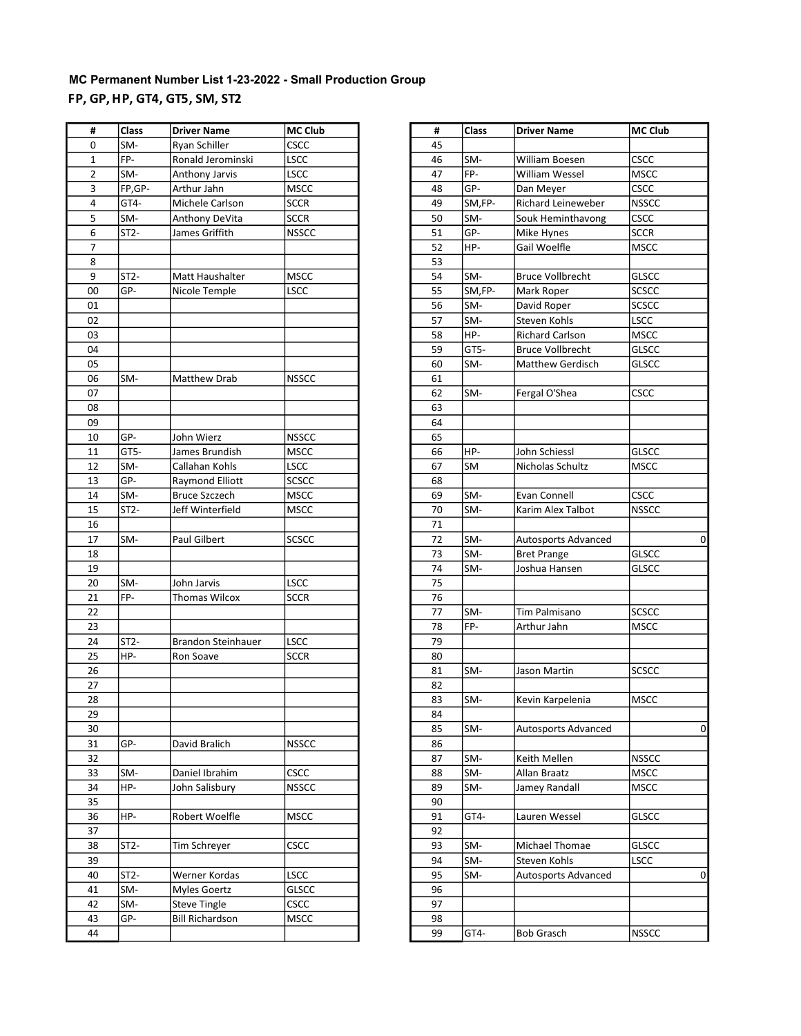**MC Permanent Number List 1-23-2022 - Small Production Group**

**FP, GP, HP, GT4, GT5, SM, ST2**

| # | Class | Driver Name | MC Club |
|---|---|---|---|
| 0 | SM- | Ryan Schiller | CSCC |
| 1 | FP- | Ronald Jerominski | LSCC |
| 2 | SM- | Anthony Jarvis | LSCC |
| 3 | FP,GP- | Arthur Jahn | MSCC |
| 4 | GT4- | Michele Carlson | SCCR |
| 5 | SM- | Anthony DeVita | SCCR |
| 6 | ST2- | James Griffith | NSSCC |
| 7 | | | |
| 8 | | | |
| 9 | ST2- | Matt Haushalter | MSCC |
| 00 | GP- | Nicole Temple | LSCC |
| 01 | | | |
| 02 | | | |
| 03 | | | |
| 04 | | | |
| 05 | | | |
| 06 | SM- | Matthew Drab | NSSCC |
| 07 | | | |
| 08 | | | |
| 09 | | | |
| 10 | GP- | John Wierz | NSSCC |
| 11 | GT5- | James Brundish | MSCC |
| 12 | SM- | Callahan Kohls | LSCC |
| 13 | GP- | Raymond Elliott | SCSCC |
| 14 | SM- | Bruce Szczech | MSCC |
| 15 | ST2- | Jeff Winterfield | MSCC |
| 16 | | | |
| 17 | SM- | Paul Gilbert | SCSCC |
| 18 | | | |
| 19 | | | |
| 20 | SM- | John Jarvis | LSCC |
| 21 | FP- | Thomas Wilcox | SCCR |
| 22 | | | |
| 23 | | | |
| 24 | ST2- | Brandon Steinhauer | LSCC |
| 25 | HP- | Ron Soave | SCCR |
| 26 | | | |
| 27 | | | |
| 28 | | | |
| 29 | | | |
| 30 | | | |
| 31 | GP- | David Bralich | NSSCC |
| 32 | | | |
| 33 | SM- | Daniel Ibrahim | CSCC |
| 34 | HP- | John Salisbury | NSSCC |
| 35 | | | |
| 36 | HP- | Robert Woelfle | MSCC |
| 37 | | | |
| 38 | ST2- | Tim Schreyer | CSCC |
| 39 | | | |
| 40 | ST2- | Werner Kordas | LSCC |
| 41 | SM- | Myles Goertz | GLSCC |
| 42 | SM- | Steve Tingle | CSCC |
| 43 | GP- | Bill Richardson | MSCC |
| 44 | | | |
| 45 | | | |
| 46 | SM- | William Boesen | CSCC |
| 47 | FP- | William Wessel | MSCC |
| 48 | GP- | Dan Meyer | CSCC |
| 49 | SM,FP- | Richard Leineweber | NSSCC |
| 50 | SM- | Souk Heminthavong | CSCC |
| 51 | GP- | Mike Hynes | SCCR |
| 52 | HP- | Gail Woelfle | MSCC |
| 53 | | | |
| 54 | SM- | Bruce Vollbrecht | GLSCC |
| 55 | SM,FP- | Mark Roper | SCSCC |
| 56 | SM- | David Roper | SCSCC |
| 57 | SM- | Steven Kohls | LSCC |
| 58 | HP- | Richard Carlson | MSCC |
| 59 | GT5- | Bruce Vollbrecht | GLSCC |
| 60 | SM- | Matthew Gerdisch | GLSCC |
| 61 | | | |
| 62 | SM- | Fergal O'Shea | CSCC |
| 63 | | | |
| 64 | | | |
| 65 | | | |
| 66 | HP- | John Schiessl | GLSCC |
| 67 | SM | Nicholas Schultz | MSCC |
| 68 | | | |
| 69 | SM- | Evan Connell | CSCC |
| 70 | SM- | Karim Alex Talbot | NSSCC |
| 71 | | | |
| 72 | SM- | Autosports Advanced | 0 |
| 73 | SM- | Bret Prange | GLSCC |
| 74 | SM- | Joshua Hansen | GLSCC |
| 75 | | | |
| 76 | | | |
| 77 | SM- | Tim Palmisano | SCSCC |
| 78 | FP- | Arthur Jahn | MSCC |
| 79 | | | |
| 80 | | | |
| 81 | SM- | Jason Martin | SCSCC |
| 82 | | | |
| 83 | SM- | Kevin Karpelenia | MSCC |
| 84 | | | |
| 85 | SM- | Autosports Advanced | 0 |
| 86 | | | |
| 87 | SM- | Keith Mellen | NSSCC |
| 88 | SM- | Allan Braatz | MSCC |
| 89 | SM- | Jamey Randall | MSCC |
| 90 | | | |
| 91 | GT4- | Lauren Wessel | GLSCC |
| 92 | | | |
| 93 | SM- | Michael Thomae | GLSCC |
| 94 | SM- | Steven Kohls | LSCC |
| 95 | SM- | Autosports Advanced | 0 |
| 96 | | | |
| 97 | | | |
| 98 | | | |
| 99 | GT4- | Bob Grasch | NSSCC |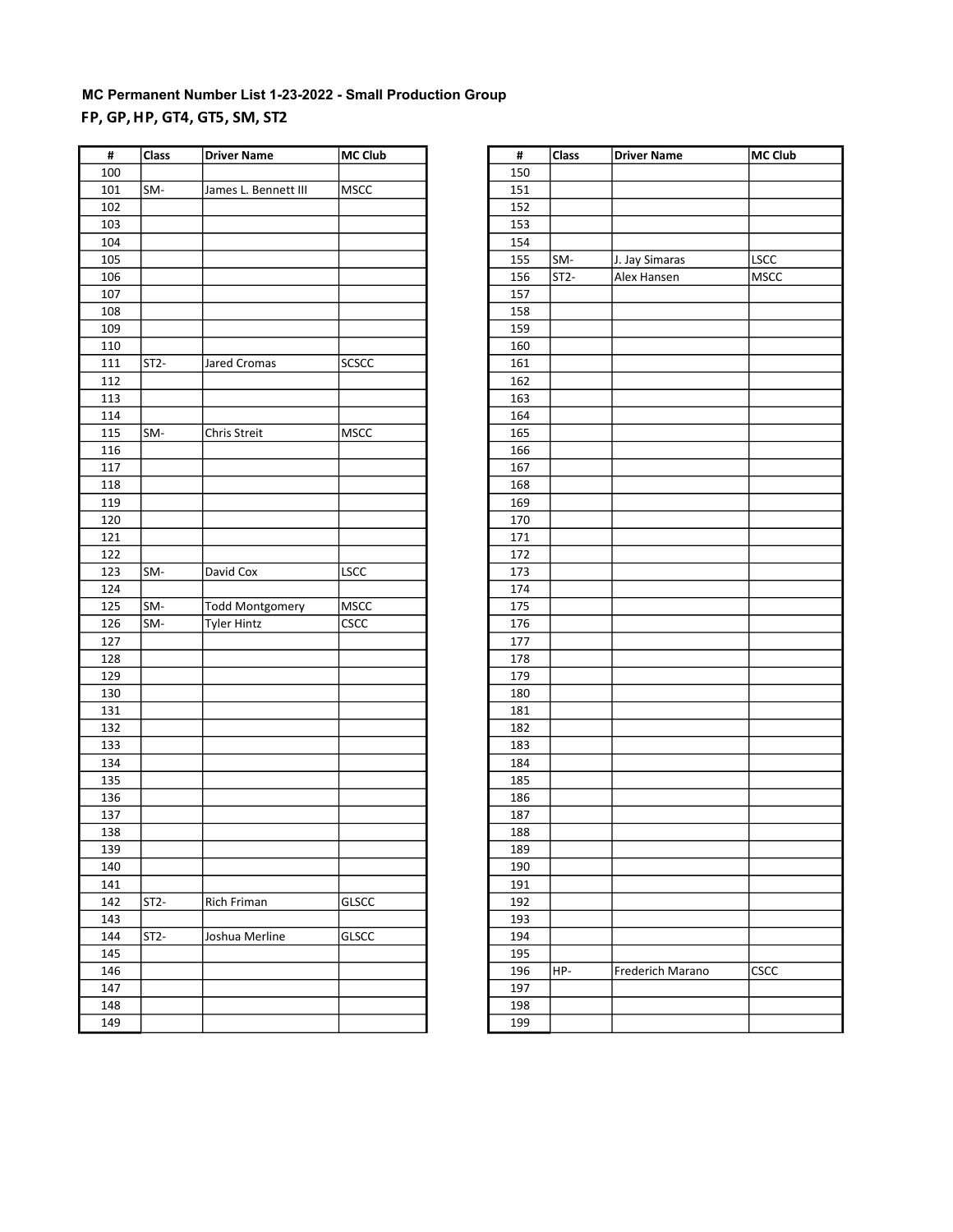**MC Permanent Number List 1-23-2022 - Small Production Group**

**FP, GP, HP, GT4, GT5, SM, ST2**

| # | Class | Driver Name | MC Club |
|---|---|---|---|
| 100 | | | |
| 101 | SM- | James L. Bennett III | MSCC |
| 102 | | | |
| 103 | | | |
| 104 | | | |
| 105 | | | |
| 106 | | | |
| 107 | | | |
| 108 | | | |
| 109 | | | |
| 110 | | | |
| 111 | ST2- | Jared Cromas | SCSCC |
| 112 | | | |
| 113 | | | |
| 114 | | | |
| 115 | SM- | Chris Streit | MSCC |
| 116 | | | |
| 117 | | | |
| 118 | | | |
| 119 | | | |
| 120 | | | |
| 121 | | | |
| 122 | | | |
| 123 | SM- | David Cox | LSCC |
| 124 | | | |
| 125 | SM- | Todd Montgomery | MSCC |
| 126 | SM- | Tyler Hintz | CSCC |
| 127 | | | |
| 128 | | | |
| 129 | | | |
| 130 | | | |
| 131 | | | |
| 132 | | | |
| 133 | | | |
| 134 | | | |
| 135 | | | |
| 136 | | | |
| 137 | | | |
| 138 | | | |
| 139 | | | |
| 140 | | | |
| 141 | | | |
| 142 | ST2- | Rich Friman | GLSCC |
| 143 | | | |
| 144 | ST2- | Joshua Merline | GLSCC |
| 145 | | | |
| 146 | | | |
| 147 | | | |
| 148 | | | |
| 149 | | | |

| # | Class | Driver Name | MC Club |
|---|---|---|---|
| 150 | | | |
| 151 | | | |
| 152 | | | |
| 153 | | | |
| 154 | | | |
| 155 | SM- | J. Jay Simaras | LSCC |
| 156 | ST2- | Alex Hansen | MSCC |
| 157 | | | |
| 158 | | | |
| 159 | | | |
| 160 | | | |
| 161 | | | |
| 162 | | | |
| 163 | | | |
| 164 | | | |
| 165 | | | |
| 166 | | | |
| 167 | | | |
| 168 | | | |
| 169 | | | |
| 170 | | | |
| 171 | | | |
| 172 | | | |
| 173 | | | |
| 174 | | | |
| 175 | | | |
| 176 | | | |
| 177 | | | |
| 178 | | | |
| 179 | | | |
| 180 | | | |
| 181 | | | |
| 182 | | | |
| 183 | | | |
| 184 | | | |
| 185 | | | |
| 186 | | | |
| 187 | | | |
| 188 | | | |
| 189 | | | |
| 190 | | | |
| 191 | | | |
| 192 | | | |
| 193 | | | |
| 194 | | | |
| 195 | | | |
| 196 | HP- | Frederich Marano | CSCC |
| 197 | | | |
| 198 | | | |
| 199 | | | |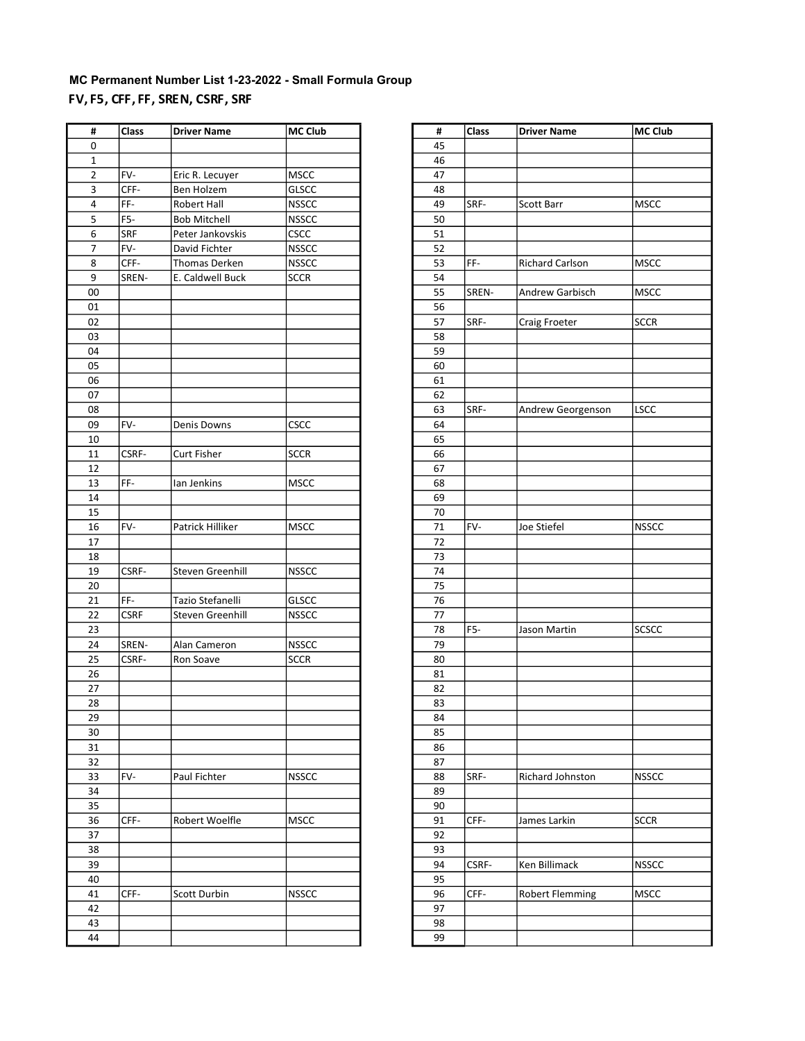**MC Permanent Number List 1-23-2022 - Small Formula Group**

**FV, F5, CFF, FF, SREN, CSRF, SRF**

| # | Class | Driver Name | MC Club |
|---|---|---|---|
| 0 | | | |
| 1 | | | |
| 2 | FV- | Eric R. Lecuyer | MSCC |
| 3 | CFF- | Ben Holzem | GLSCC |
| 4 | FF- | Robert Hall | NSSCC |
| 5 | F5- | Bob Mitchell | NSSCC |
| 6 | SRF | Peter Jankovskis | CSCC |
| 7 | FV- | David Fichter | NSSCC |
| 8 | CFF- | Thomas Derken | NSSCC |
| 9 | SREN- | E. Caldwell Buck | SCCR |
| 00 | | | |
| 01 | | | |
| 02 | | | |
| 03 | | | |
| 04 | | | |
| 05 | | | |
| 06 | | | |
| 07 | | | |
| 08 | | | |
| 09 | FV- | Denis Downs | CSCC |
| 10 | | | |
| 11 | CSRF- | Curt Fisher | SCCR |
| 12 | | | |
| 13 | FF- | Ian Jenkins | MSCC |
| 14 | | | |
| 15 | | | |
| 16 | FV- | Patrick Hilliker | MSCC |
| 17 | | | |
| 18 | | | |
| 19 | CSRF- | Steven Greenhill | NSSCC |
| 20 | | | |
| 21 | FF- | Tazio Stefanelli | GLSCC |
| 22 | CSRF | Steven Greenhill | NSSCC |
| 23 | | | |
| 24 | SREN- | Alan Cameron | NSSCC |
| 25 | CSRF- | Ron Soave | SCCR |
| 26 | | | |
| 27 | | | |
| 28 | | | |
| 29 | | | |
| 30 | | | |
| 31 | | | |
| 32 | | | |
| 33 | FV- | Paul Fichter | NSSCC |
| 34 | | | |
| 35 | | | |
| 36 | CFF- | Robert Woelfle | MSCC |
| 37 | | | |
| 38 | | | |
| 39 | | | |
| 40 | | | |
| 41 | CFF- | Scott Durbin | NSSCC |
| 42 | | | |
| 43 | | | |
| 44 | | | |
| 45 | | | |
| 46 | | | |
| 47 | | | |
| 48 | | | |
| 49 | SRF- | Scott Barr | MSCC |
| 50 | | | |
| 51 | | | |
| 52 | | | |
| 53 | FF- | Richard Carlson | MSCC |
| 54 | | | |
| 55 | SREN- | Andrew Garbisch | MSCC |
| 56 | | | |
| 57 | SRF- | Craig Froeter | SCCR |
| 58 | | | |
| 59 | | | |
| 60 | | | |
| 61 | | | |
| 62 | | | |
| 63 | SRF- | Andrew Georgenson | LSCC |
| 64 | | | |
| 65 | | | |
| 66 | | | |
| 67 | | | |
| 68 | | | |
| 69 | | | |
| 70 | | | |
| 71 | FV- | Joe Stiefel | NSSCC |
| 72 | | | |
| 73 | | | |
| 74 | | | |
| 75 | | | |
| 76 | | | |
| 77 | | | |
| 78 | F5- | Jason Martin | SCSCC |
| 79 | | | |
| 80 | | | |
| 81 | | | |
| 82 | | | |
| 83 | | | |
| 84 | | | |
| 85 | | | |
| 86 | | | |
| 87 | | | |
| 88 | SRF- | Richard Johnston | NSSCC |
| 89 | | | |
| 90 | | | |
| 91 | CFF- | James Larkin | SCCR |
| 92 | | | |
| 93 | | | |
| 94 | CSRF- | Ken Billimack | NSSCC |
| 95 | | | |
| 96 | CFF- | Robert Flemming | MSCC |
| 97 | | | |
| 98 | | | |
| 99 | | | |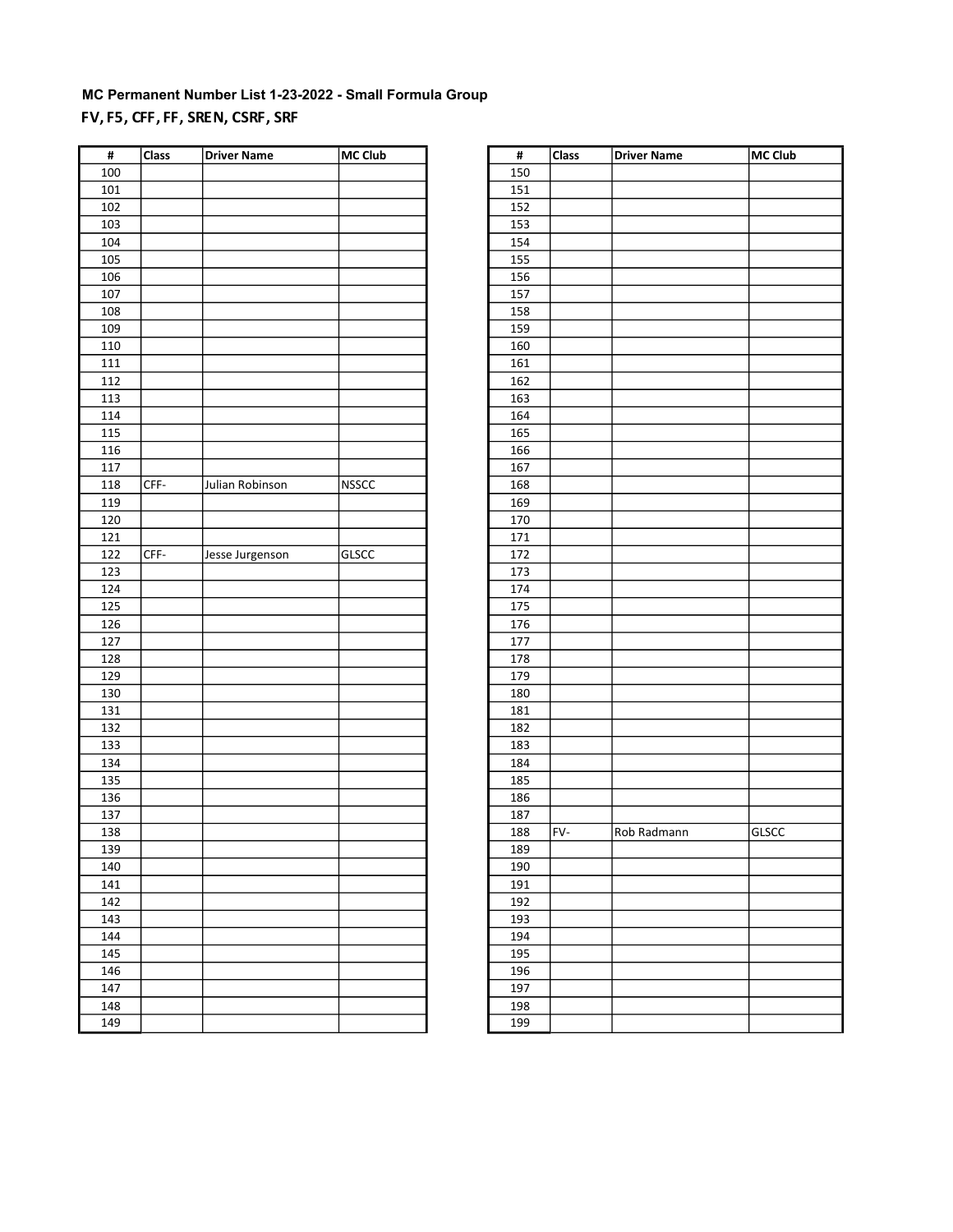**MC Permanent Number List 1-23-2022 - Small Formula Group**

**FV, F5, CFF, FF, SREN, CSRF, SRF**

| # | Class | Driver Name | MC Club |
|---|---|---|---|
| 100 | | | |
| 101 | | | |
| 102 | | | |
| 103 | | | |
| 104 | | | |
| 105 | | | |
| 106 | | | |
| 107 | | | |
| 108 | | | |
| 109 | | | |
| 110 | | | |
| 111 | | | |
| 112 | | | |
| 113 | | | |
| 114 | | | |
| 115 | | | |
| 116 | | | |
| 117 | | | |
| 118 | CFF- | Julian Robinson | NSSCC |
| 119 | | | |
| 120 | | | |
| 121 | | | |
| 122 | CFF- | Jesse Jurgenson | GLSCC |
| 123 | | | |
| 124 | | | |
| 125 | | | |
| 126 | | | |
| 127 | | | |
| 128 | | | |
| 129 | | | |
| 130 | | | |
| 131 | | | |
| 132 | | | |
| 133 | | | |
| 134 | | | |
| 135 | | | |
| 136 | | | |
| 137 | | | |
| 138 | | | |
| 139 | | | |
| 140 | | | |
| 141 | | | |
| 142 | | | |
| 143 | | | |
| 144 | | | |
| 145 | | | |
| 146 | | | |
| 147 | | | |
| 148 | | | |
| 149 | | | |

| # | Class | Driver Name | MC Club |
|---|---|---|---|
| 150 | | | |
| 151 | | | |
| 152 | | | |
| 153 | | | |
| 154 | | | |
| 155 | | | |
| 156 | | | |
| 157 | | | |
| 158 | | | |
| 159 | | | |
| 160 | | | |
| 161 | | | |
| 162 | | | |
| 163 | | | |
| 164 | | | |
| 165 | | | |
| 166 | | | |
| 167 | | | |
| 168 | | | |
| 169 | | | |
| 170 | | | |
| 171 | | | |
| 172 | | | |
| 173 | | | |
| 174 | | | |
| 175 | | | |
| 176 | | | |
| 177 | | | |
| 178 | | | |
| 179 | | | |
| 180 | | | |
| 181 | | | |
| 182 | | | |
| 183 | | | |
| 184 | | | |
| 185 | | | |
| 186 | | | |
| 187 | | | |
| 188 | FV- | Rob Radmann | GLSCC |
| 189 | | | |
| 190 | | | |
| 191 | | | |
| 192 | | | |
| 193 | | | |
| 194 | | | |
| 195 | | | |
| 196 | | | |
| 197 | | | |
| 198 | | | |
| 199 | | | |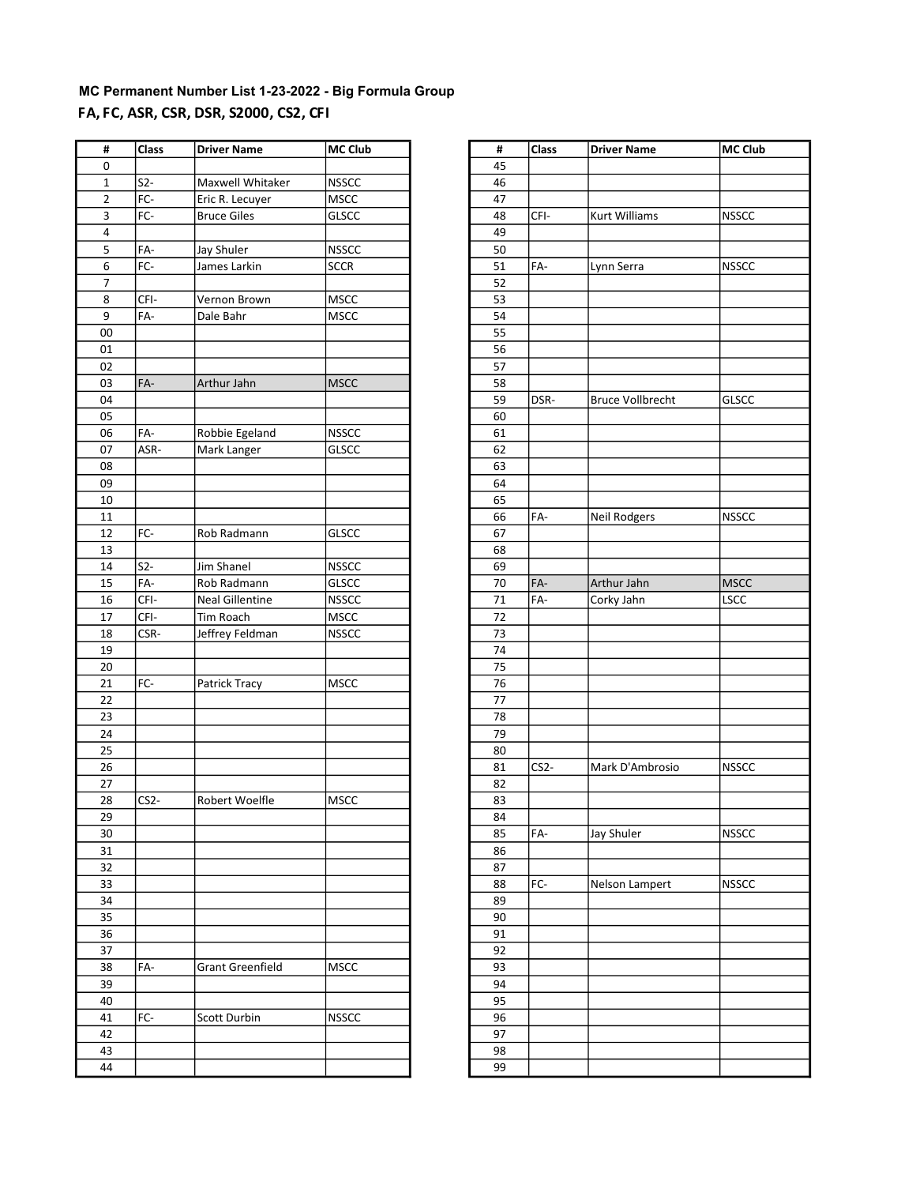**MC Permanent Number List 1-23-2022 - Big Formula Group**

**FA, FC, ASR, CSR, DSR, S2000, CS2, CFI**

| # | Class | Driver Name | MC Club |
|---|---|---|---|
| 0 | | | |
| 1 | S2- | Maxwell Whitaker | NSSCC |
| 2 | FC- | Eric R. Lecuyer | MSCC |
| 3 | FC- | Bruce Giles | GLSCC |
| 4 | | | |
| 5 | FA- | Jay Shuler | NSSCC |
| 6 | FC- | James Larkin | SCCR |
| 7 | | | |
| 8 | CFI- | Vernon Brown | MSCC |
| 9 | FA- | Dale Bahr | MSCC |
| 00 | | | |
| 01 | | | |
| 02 | | | |
| 03 | FA- | Arthur Jahn | MSCC |
| 04 | | | |
| 05 | | | |
| 06 | FA- | Robbie Egeland | NSSCC |
| 07 | ASR- | Mark Langer | GLSCC |
| 08 | | | |
| 09 | | | |
| 10 | | | |
| 11 | | | |
| 12 | FC- | Rob Radmann | GLSCC |
| 13 | | | |
| 14 | S2- | Jim Shanel | NSSCC |
| 15 | FA- | Rob Radmann | GLSCC |
| 16 | CFI- | Neal Gillentine | NSSCC |
| 17 | CFI- | Tim Roach | MSCC |
| 18 | CSR- | Jeffrey Feldman | NSSCC |
| 19 | | | |
| 20 | | | |
| 21 | FC- | Patrick Tracy | MSCC |
| 22 | | | |
| 23 | | | |
| 24 | | | |
| 25 | | | |
| 26 | | | |
| 27 | | | |
| 28 | CS2- | Robert Woelfle | MSCC |
| 29 | | | |
| 30 | | | |
| 31 | | | |
| 32 | | | |
| 33 | | | |
| 34 | | | |
| 35 | | | |
| 36 | | | |
| 37 | | | |
| 38 | FA- | Grant Greenfield | MSCC |
| 39 | | | |
| 40 | | | |
| 41 | FC- | Scott Durbin | NSSCC |
| 42 | | | |
| 43 | | | |
| 44 | | | |
| 45 | | | |
| 46 | | | |
| 47 | | | |
| 48 | CFI- | Kurt Williams | NSSCC |
| 49 | | | |
| 50 | | | |
| 51 | FA- | Lynn Serra | NSSCC |
| 52 | | | |
| 53 | | | |
| 54 | | | |
| 55 | | | |
| 56 | | | |
| 57 | | | |
| 58 | | | |
| 59 | DSR- | Bruce Vollbrecht | GLSCC |
| 60 | | | |
| 61 | | | |
| 62 | | | |
| 63 | | | |
| 64 | | | |
| 65 | | | |
| 66 | FA- | Neil Rodgers | NSSCC |
| 67 | | | |
| 68 | | | |
| 69 | | | |
| 70 | FA- | Arthur Jahn | MSCC |
| 71 | FA- | Corky Jahn | LSCC |
| 72 | | | |
| 73 | | | |
| 74 | | | |
| 75 | | | |
| 76 | | | |
| 77 | | | |
| 78 | | | |
| 79 | | | |
| 80 | | | |
| 81 | CS2- | Mark D'Ambrosio | NSSCC |
| 82 | | | |
| 83 | | | |
| 84 | | | |
| 85 | FA- | Jay Shuler | NSSCC |
| 86 | | | |
| 87 | | | |
| 88 | FC- | Nelson Lampert | NSSCC |
| 89 | | | |
| 90 | | | |
| 91 | | | |
| 92 | | | |
| 93 | | | |
| 94 | | | |
| 95 | | | |
| 96 | | | |
| 97 | | | |
| 98 | | | |
| 99 | | | |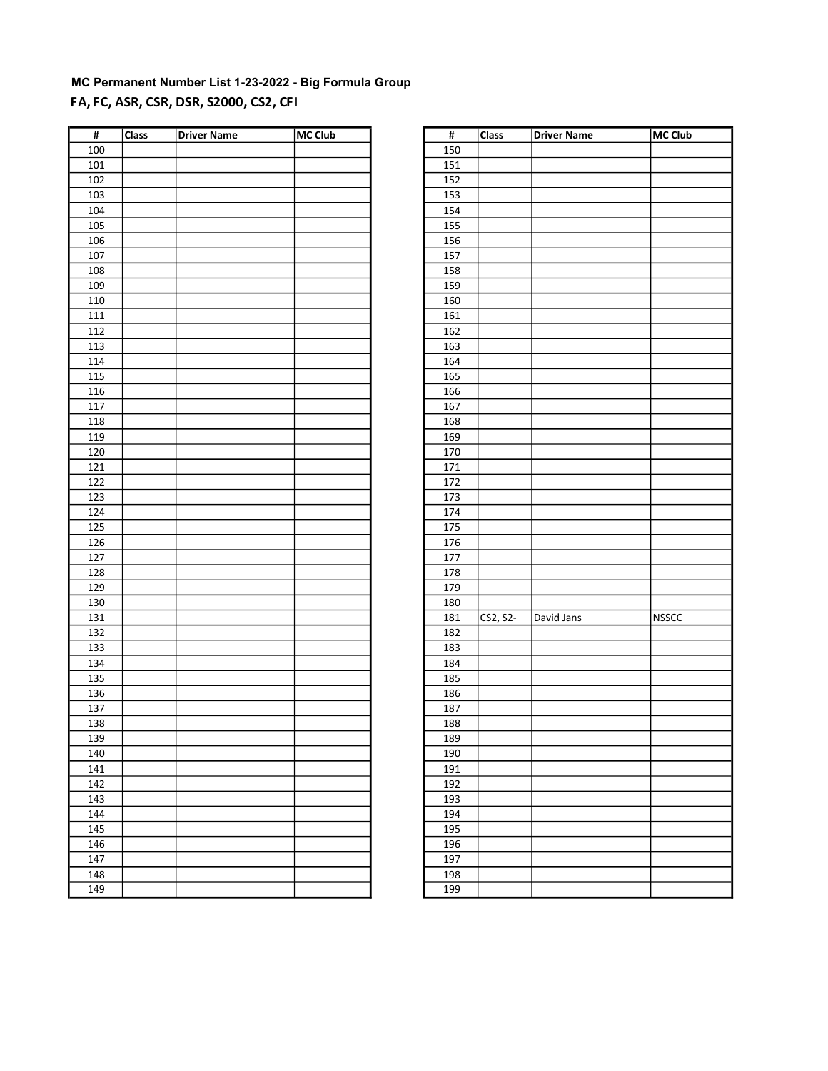**MC Permanent Number List 1-23-2022 - Big Formula Group**

**FA, FC, ASR, CSR, DSR, S2000, CS2, CFI**

| # | Class | Driver Name | MC Club |
|---|---|---|---|
| 100 | | | |
| 101 | | | |
| 102 | | | |
| 103 | | | |
| 104 | | | |
| 105 | | | |
| 106 | | | |
| 107 | | | |
| 108 | | | |
| 109 | | | |
| 110 | | | |
| 111 | | | |
| 112 | | | |
| 113 | | | |
| 114 | | | |
| 115 | | | |
| 116 | | | |
| 117 | | | |
| 118 | | | |
| 119 | | | |
| 120 | | | |
| 121 | | | |
| 122 | | | |
| 123 | | | |
| 124 | | | |
| 125 | | | |
| 126 | | | |
| 127 | | | |
| 128 | | | |
| 129 | | | |
| 130 | | | |
| 131 | | | |
| 132 | | | |
| 133 | | | |
| 134 | | | |
| 135 | | | |
| 136 | | | |
| 137 | | | |
| 138 | | | |
| 139 | | | |
| 140 | | | |
| 141 | | | |
| 142 | | | |
| 143 | | | |
| 144 | | | |
| 145 | | | |
| 146 | | | |
| 147 | | | |
| 148 | | | |
| 149 | | | |
| 150 | | | |
| 151 | | | |
| 152 | | | |
| 153 | | | |
| 154 | | | |
| 155 | | | |
| 156 | | | |
| 157 | | | |
| 158 | | | |
| 159 | | | |
| 160 | | | |
| 161 | | | |
| 162 | | | |
| 163 | | | |
| 164 | | | |
| 165 | | | |
| 166 | | | |
| 167 | | | |
| 168 | | | |
| 169 | | | |
| 170 | | | |
| 171 | | | |
| 172 | | | |
| 173 | | | |
| 174 | | | |
| 175 | | | |
| 176 | | | |
| 177 | | | |
| 178 | | | |
| 179 | | | |
| 180 | | | |
| 181 | CS2, S2- | David Jans | NSSCC |
| 182 | | | |
| 183 | | | |
| 184 | | | |
| 185 | | | |
| 186 | | | |
| 187 | | | |
| 188 | | | |
| 189 | | | |
| 190 | | | |
| 191 | | | |
| 192 | | | |
| 193 | | | |
| 194 | | | |
| 195 | | | |
| 196 | | | |
| 197 | | | |
| 198 | | | |
| 199 | | | |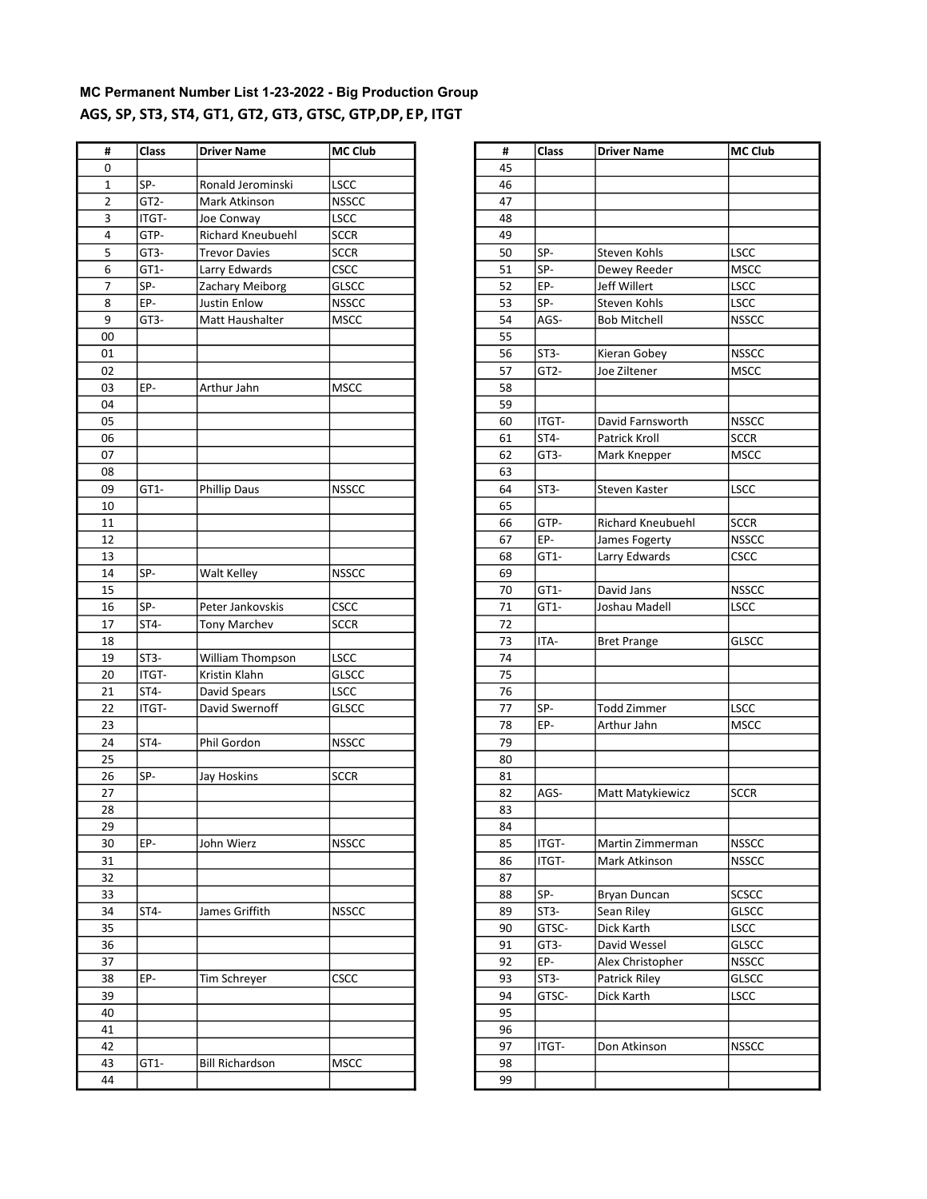**MC Permanent Number List 1-23-2022 - Big Production Group**

**AGS, SP, ST3, ST4, GT1, GT2, GT3, GTSC, GTP,DP, EP, ITGT**

| # | Class | Driver Name | MC Club |
|---|---|---|---|
| 0 | | | |
| 1 | SP- | Ronald Jerominski | LSCC |
| 2 | GT2- | Mark Atkinson | NSSCC |
| 3 | ITGT- | Joe Conway | LSCC |
| 4 | GTP- | Richard Kneubuehl | SCCR |
| 5 | GT3- | Trevor Davies | SCCR |
| 6 | GT1- | Larry Edwards | CSCC |
| 7 | SP- | Zachary Meiborg | GLSCC |
| 8 | EP- | Justin Enlow | NSSCC |
| 9 | GT3- | Matt Haushalter | MSCC |
| 00 | | | |
| 01 | | | |
| 02 | | | |
| 03 | EP- | Arthur Jahn | MSCC |
| 04 | | | |
| 05 | | | |
| 06 | | | |
| 07 | | | |
| 08 | | | |
| 09 | GT1- | Phillip Daus | NSSCC |
| 10 | | | |
| 11 | | | |
| 12 | | | |
| 13 | | | |
| 14 | SP- | Walt Kelley | NSSCC |
| 15 | | | |
| 16 | SP- | Peter Jankovskis | CSCC |
| 17 | ST4- | Tony Marchev | SCCR |
| 18 | | | |
| 19 | ST3- | William Thompson | LSCC |
| 20 | ITGT- | Kristin Klahn | GLSCC |
| 21 | ST4- | David Spears | LSCC |
| 22 | ITGT- | David Swernoff | GLSCC |
| 23 | | | |
| 24 | ST4- | Phil Gordon | NSSCC |
| 25 | | | |
| 26 | SP- | Jay Hoskins | SCCR |
| 27 | | | |
| 28 | | | |
| 29 | | | |
| 30 | EP- | John Wierz | NSSCC |
| 31 | | | |
| 32 | | | |
| 33 | | | |
| 34 | ST4- | James Griffith | NSSCC |
| 35 | | | |
| 36 | | | |
| 37 | | | |
| 38 | EP- | Tim Schreyer | CSCC |
| 39 | | | |
| 40 | | | |
| 41 | | | |
| 42 | | | |
| 43 | GT1- | Bill Richardson | MSCC |
| 44 | | | |
| 45 | | | |
| 46 | | | |
| 47 | | | |
| 48 | | | |
| 49 | | | |
| 50 | SP- | Steven Kohls | LSCC |
| 51 | SP- | Dewey Reeder | MSCC |
| 52 | EP- | Jeff Willert | LSCC |
| 53 | SP- | Steven Kohls | LSCC |
| 54 | AGS- | Bob Mitchell | NSSCC |
| 55 | | | |
| 56 | ST3- | Kieran Gobey | NSSCC |
| 57 | GT2- | Joe Ziltener | MSCC |
| 58 | | | |
| 59 | | | |
| 60 | ITGT- | David Farnsworth | NSSCC |
| 61 | ST4- | Patrick Kroll | SCCR |
| 62 | GT3- | Mark Knepper | MSCC |
| 63 | | | |
| 64 | ST3- | Steven Kaster | LSCC |
| 65 | | | |
| 66 | GTP- | Richard Kneubuehl | SCCR |
| 67 | EP- | James Fogerty | NSSCC |
| 68 | GT1- | Larry Edwards | CSCC |
| 69 | | | |
| 70 | GT1- | David Jans | NSSCC |
| 71 | GT1- | Joshau Madell | LSCC |
| 72 | | | |
| 73 | ITA- | Bret Prange | GLSCC |
| 74 | | | |
| 75 | | | |
| 76 | | | |
| 77 | SP- | Todd Zimmer | LSCC |
| 78 | EP- | Arthur Jahn | MSCC |
| 79 | | | |
| 80 | | | |
| 81 | | | |
| 82 | AGS- | Matt Matykiewicz | SCCR |
| 83 | | | |
| 84 | | | |
| 85 | ITGT- | Martin Zimmerman | NSSCC |
| 86 | ITGT- | Mark Atkinson | NSSCC |
| 87 | | | |
| 88 | SP- | Bryan Duncan | SCSCC |
| 89 | ST3- | Sean Riley | GLSCC |
| 90 | GTSC- | Dick Karth | LSCC |
| 91 | GT3- | David Wessel | GLSCC |
| 92 | EP- | Alex Christopher | NSSCC |
| 93 | ST3- | Patrick Riley | GLSCC |
| 94 | GTSC- | Dick Karth | LSCC |
| 95 | | | |
| 96 | | | |
| 97 | ITGT- | Don Atkinson | NSSCC |
| 98 | | | |
| 99 | | | |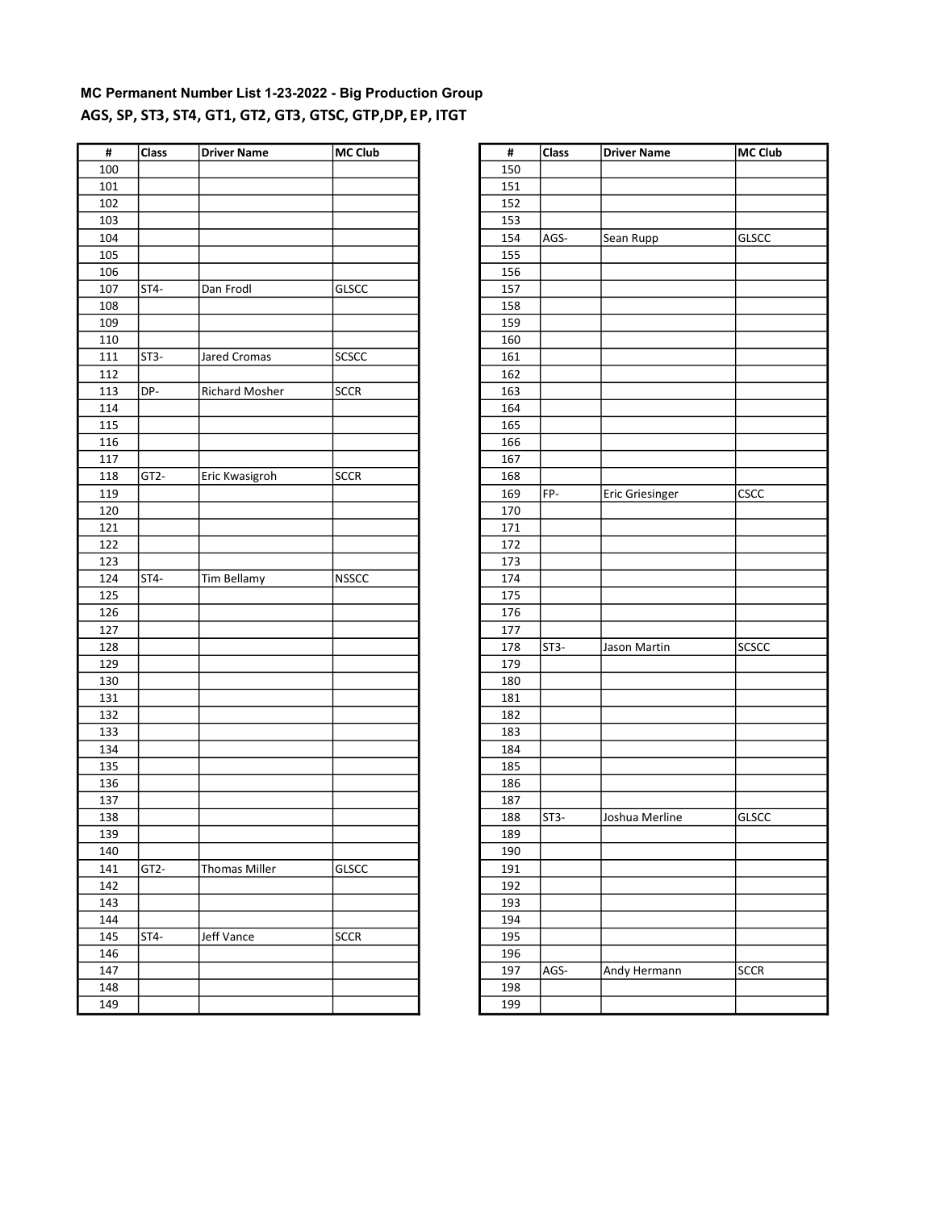**MC Permanent Number List 1-23-2022 - Big Production Group**

**AGS, SP, ST3, ST4, GT1, GT2, GT3, GTSC, GTP,DP, EP, ITGT**

| # | Class | Driver Name | MC Club |
|---|---|---|---|
| 100 | | | |
| 101 | | | |
| 102 | | | |
| 103 | | | |
| 104 | | | |
| 105 | | | |
| 106 | | | |
| 107 | ST4- | Dan Frodl | GLSCC |
| 108 | | | |
| 109 | | | |
| 110 | | | |
| 111 | ST3- | Jared Cromas | SCSCC |
| 112 | | | |
| 113 | DP- | Richard Mosher | SCCR |
| 114 | | | |
| 115 | | | |
| 116 | | | |
| 117 | | | |
| 118 | GT2- | Eric Kwasigroh | SCCR |
| 119 | | | |
| 120 | | | |
| 121 | | | |
| 122 | | | |
| 123 | | | |
| 124 | ST4- | Tim Bellamy | NSSCC |
| 125 | | | |
| 126 | | | |
| 127 | | | |
| 128 | | | |
| 129 | | | |
| 130 | | | |
| 131 | | | |
| 132 | | | |
| 133 | | | |
| 134 | | | |
| 135 | | | |
| 136 | | | |
| 137 | | | |
| 138 | | | |
| 139 | | | |
| 140 | | | |
| 141 | GT2- | Thomas Miller | GLSCC |
| 142 | | | |
| 143 | | | |
| 144 | | | |
| 145 | ST4- | Jeff Vance | SCCR |
| 146 | | | |
| 147 | | | |
| 148 | | | |
| 149 | | | |

| # | Class | Driver Name | MC Club |
|---|---|---|---|
| 150 | | | |
| 151 | | | |
| 152 | | | |
| 153 | | | |
| 154 | AGS- | Sean Rupp | GLSCC |
| 155 | | | |
| 156 | | | |
| 157 | | | |
| 158 | | | |
| 159 | | | |
| 160 | | | |
| 161 | | | |
| 162 | | | |
| 163 | | | |
| 164 | | | |
| 165 | | | |
| 166 | | | |
| 167 | | | |
| 168 | | | |
| 169 | FP- | Eric Griesinger | CSCC |
| 170 | | | |
| 171 | | | |
| 172 | | | |
| 173 | | | |
| 174 | | | |
| 175 | | | |
| 176 | | | |
| 177 | | | |
| 178 | ST3- | Jason Martin | SCSCC |
| 179 | | | |
| 180 | | | |
| 181 | | | |
| 182 | | | |
| 183 | | | |
| 184 | | | |
| 185 | | | |
| 186 | | | |
| 187 | | | |
| 188 | ST3- | Joshua Merline | GLSCC |
| 189 | | | |
| 190 | | | |
| 191 | | | |
| 192 | | | |
| 193 | | | |
| 194 | | | |
| 195 | | | |
| 196 | | | |
| 197 | AGS- | Andy Hermann | SCCR |
| 198 | | | |
| 199 | | | |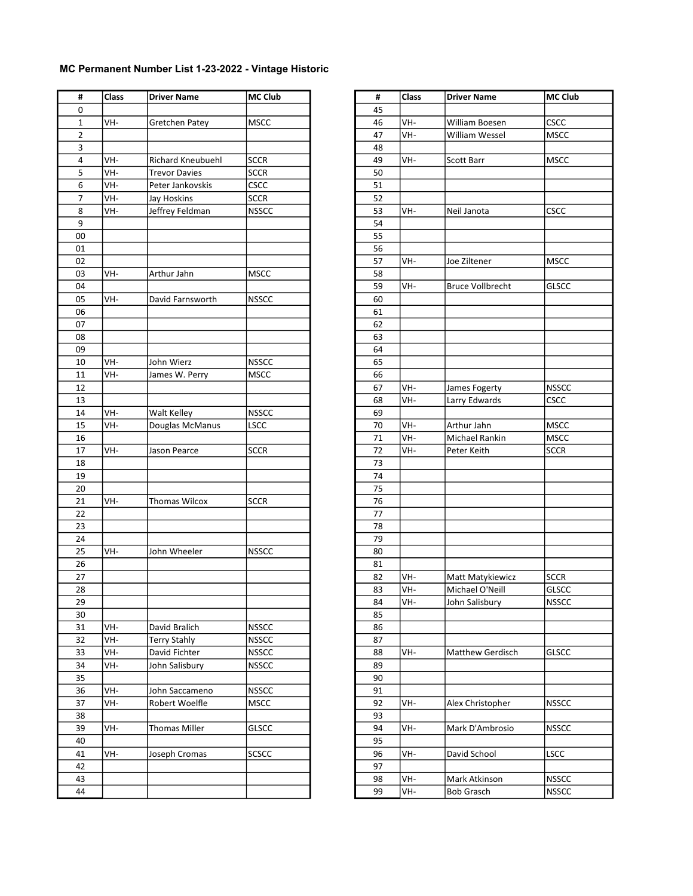**MC Permanent Number List 1-23-2022 - Vintage Historic**

| # | Class | Driver Name | MC Club |
|---|---|---|---|
| 0 | | | |
| 1 | VH- | Gretchen Patey | MSCC |
| 2 | | | |
| 3 | | | |
| 4 | VH- | Richard Kneubuehl | SCCR |
| 5 | VH- | Trevor Davies | SCCR |
| 6 | VH- | Peter Jankovskis | CSCC |
| 7 | VH- | Jay Hoskins | SCCR |
| 8 | VH- | Jeffrey Feldman | NSSCC |
| 9 | | | |
| 00 | | | |
| 01 | | | |
| 02 | | | |
| 03 | VH- | Arthur Jahn | MSCC |
| 04 | | | |
| 05 | VH- | David Farnsworth | NSSCC |
| 06 | | | |
| 07 | | | |
| 08 | | | |
| 09 | | | |
| 10 | VH- | John Wierz | NSSCC |
| 11 | VH- | James W. Perry | MSCC |
| 12 | | | |
| 13 | | | |
| 14 | VH- | Walt Kelley | NSSCC |
| 15 | VH- | Douglas McManus | LSCC |
| 16 | | | |
| 17 | VH- | Jason Pearce | SCCR |
| 18 | | | |
| 19 | | | |
| 20 | | | |
| 21 | VH- | Thomas Wilcox | SCCR |
| 22 | | | |
| 23 | | | |
| 24 | | | |
| 25 | VH- | John Wheeler | NSSCC |
| 26 | | | |
| 27 | | | |
| 28 | | | |
| 29 | | | |
| 30 | | | |
| 31 | VH- | David Bralich | NSSCC |
| 32 | VH- | Terry Stahly | NSSCC |
| 33 | VH- | David Fichter | NSSCC |
| 34 | VH- | John Salisbury | NSSCC |
| 35 | | | |
| 36 | VH- | John Saccameno | NSSCC |
| 37 | VH- | Robert Woelfle | MSCC |
| 38 | | | |
| 39 | VH- | Thomas Miller | GLSCC |
| 40 | | | |
| 41 | VH- | Joseph Cromas | SCSCC |
| 42 | | | |
| 43 | | | |
| 44 | | | |

| # | Class | Driver Name | MC Club |
|---|---|---|---|
| 45 | | | |
| 46 | VH- | William Boesen | CSCC |
| 47 | VH- | William Wessel | MSCC |
| 48 | | | |
| 49 | VH- | Scott Barr | MSCC |
| 50 | | | |
| 51 | | | |
| 52 | | | |
| 53 | VH- | Neil Janota | CSCC |
| 54 | | | |
| 55 | | | |
| 56 | | | |
| 57 | VH- | Joe Ziltener | MSCC |
| 58 | | | |
| 59 | VH- | Bruce Vollbrecht | GLSCC |
| 60 | | | |
| 61 | | | |
| 62 | | | |
| 63 | | | |
| 64 | | | |
| 65 | | | |
| 66 | | | |
| 67 | VH- | James Fogerty | NSSCC |
| 68 | VH- | Larry Edwards | CSCC |
| 69 | | | |
| 70 | VH- | Arthur Jahn | MSCC |
| 71 | VH- | Michael Rankin | MSCC |
| 72 | VH- | Peter Keith | SCCR |
| 73 | | | |
| 74 | | | |
| 75 | | | |
| 76 | | | |
| 77 | | | |
| 78 | | | |
| 79 | | | |
| 80 | | | |
| 81 | | | |
| 82 | VH- | Matt Matykiewicz | SCCR |
| 83 | VH- | Michael O'Neill | GLSCC |
| 84 | VH- | John Salisbury | NSSCC |
| 85 | | | |
| 86 | | | |
| 87 | | | |
| 88 | VH- | Matthew Gerdisch | GLSCC |
| 89 | | | |
| 90 | | | |
| 91 | | | |
| 92 | VH- | Alex Christopher | NSSCC |
| 93 | | | |
| 94 | VH- | Mark D'Ambrosio | NSSCC |
| 95 | | | |
| 96 | VH- | David School | LSCC |
| 97 | | | |
| 98 | VH- | Mark Atkinson | NSSCC |
| 99 | VH- | Bob Grasch | NSSCC |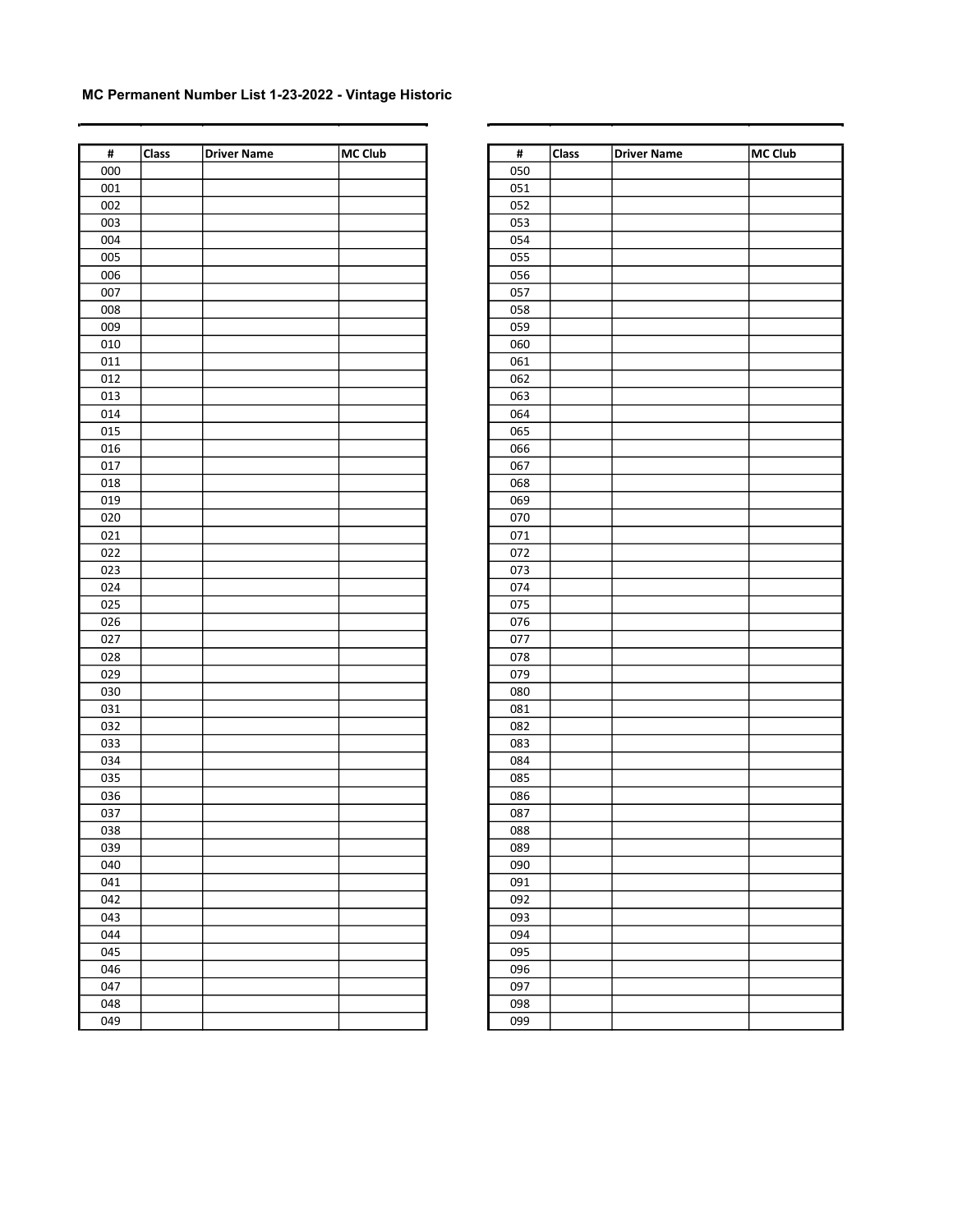**MC Permanent Number List 1-23-2022 - Vintage Historic**

| # | Class | Driver Name | MC Club |
|---|---|---|---|
| 000 | | | |
| 001 | | | |
| 002 | | | |
| 003 | | | |
| 004 | | | |
| 005 | | | |
| 006 | | | |
| 007 | | | |
| 008 | | | |
| 009 | | | |
| 010 | | | |
| 011 | | | |
| 012 | | | |
| 013 | | | |
| 014 | | | |
| 015 | | | |
| 016 | | | |
| 017 | | | |
| 018 | | | |
| 019 | | | |
| 020 | | | |
| 021 | | | |
| 022 | | | |
| 023 | | | |
| 024 | | | |
| 025 | | | |
| 026 | | | |
| 027 | | | |
| 028 | | | |
| 029 | | | |
| 030 | | | |
| 031 | | | |
| 032 | | | |
| 033 | | | |
| 034 | | | |
| 035 | | | |
| 036 | | | |
| 037 | | | |
| 038 | | | |
| 039 | | | |
| 040 | | | |
| 041 | | | |
| 042 | | | |
| 043 | | | |
| 044 | | | |
| 045 | | | |
| 046 | | | |
| 047 | | | |
| 048 | | | |
| 049 | | | |

| # | Class | Driver Name | MC Club |
|---|---|---|---|
| 050 | | | |
| 051 | | | |
| 052 | | | |
| 053 | | | |
| 054 | | | |
| 055 | | | |
| 056 | | | |
| 057 | | | |
| 058 | | | |
| 059 | | | |
| 060 | | | |
| 061 | | | |
| 062 | | | |
| 063 | | | |
| 064 | | | |
| 065 | | | |
| 066 | | | |
| 067 | | | |
| 068 | | | |
| 069 | | | |
| 070 | | | |
| 071 | | | |
| 072 | | | |
| 073 | | | |
| 074 | | | |
| 075 | | | |
| 076 | | | |
| 077 | | | |
| 078 | | | |
| 079 | | | |
| 080 | | | |
| 081 | | | |
| 082 | | | |
| 083 | | | |
| 084 | | | |
| 085 | | | |
| 086 | | | |
| 087 | | | |
| 088 | | | |
| 089 | | | |
| 090 | | | |
| 091 | | | |
| 092 | | | |
| 093 | | | |
| 094 | | | |
| 095 | | | |
| 096 | | | |
| 097 | | | |
| 098 | | | |
| 099 | | | |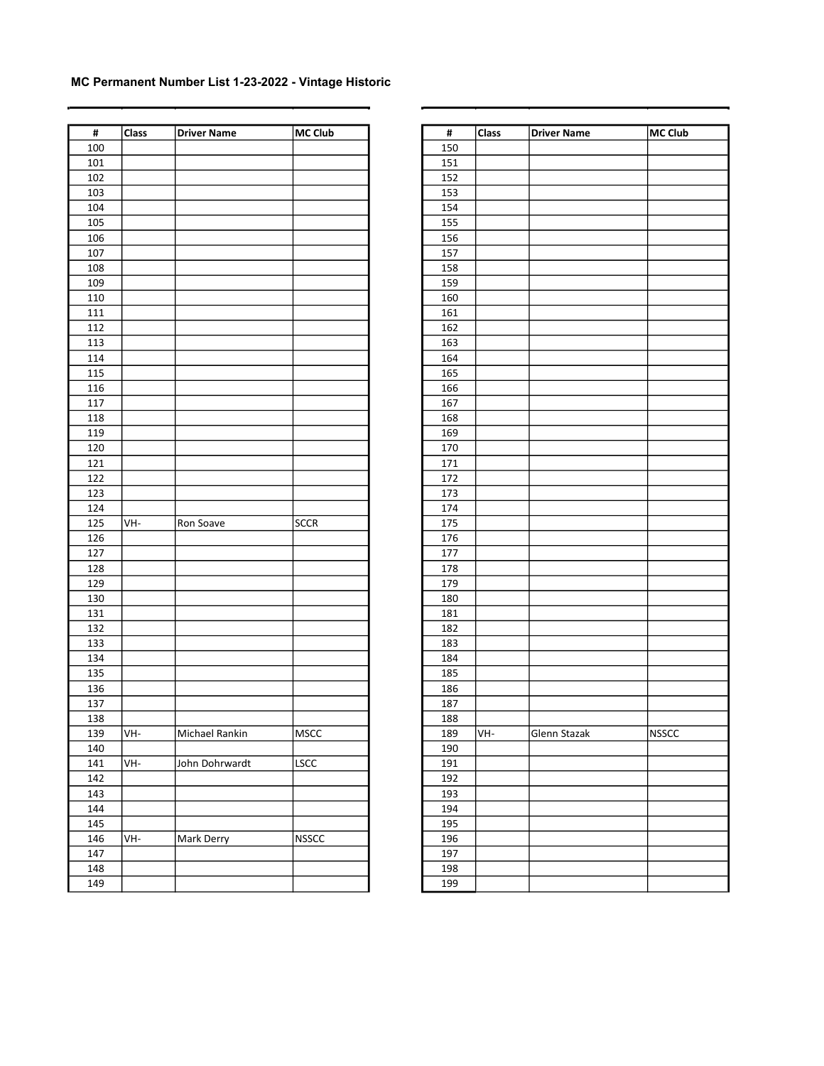**MC Permanent Number List 1-23-2022 - Vintage Historic**

| # | Class | Driver Name | MC Club |
|---|---|---|---|
| 100 | | | |
| 101 | | | |
| 102 | | | |
| 103 | | | |
| 104 | | | |
| 105 | | | |
| 106 | | | |
| 107 | | | |
| 108 | | | |
| 109 | | | |
| 110 | | | |
| 111 | | | |
| 112 | | | |
| 113 | | | |
| 114 | | | |
| 115 | | | |
| 116 | | | |
| 117 | | | |
| 118 | | | |
| 119 | | | |
| 120 | | | |
| 121 | | | |
| 122 | | | |
| 123 | | | |
| 124 | | | |
| 125 | VH- | Ron Soave | SCCR |
| 126 | | | |
| 127 | | | |
| 128 | | | |
| 129 | | | |
| 130 | | | |
| 131 | | | |
| 132 | | | |
| 133 | | | |
| 134 | | | |
| 135 | | | |
| 136 | | | |
| 137 | | | |
| 138 | | | |
| 139 | VH- | Michael Rankin | MSCC |
| 140 | | | |
| 141 | VH- | John Dohrwardt | LSCC |
| 142 | | | |
| 143 | | | |
| 144 | | | |
| 145 | | | |
| 146 | VH- | Mark Derry | NSSCC |
| 147 | | | |
| 148 | | | |
| 149 | | | |

| # | Class | Driver Name | MC Club |
|---|---|---|---|
| 150 | | | |
| 151 | | | |
| 152 | | | |
| 153 | | | |
| 154 | | | |
| 155 | | | |
| 156 | | | |
| 157 | | | |
| 158 | | | |
| 159 | | | |
| 160 | | | |
| 161 | | | |
| 162 | | | |
| 163 | | | |
| 164 | | | |
| 165 | | | |
| 166 | | | |
| 167 | | | |
| 168 | | | |
| 169 | | | |
| 170 | | | |
| 171 | | | |
| 172 | | | |
| 173 | | | |
| 174 | | | |
| 175 | | | |
| 176 | | | |
| 177 | | | |
| 178 | | | |
| 179 | | | |
| 180 | | | |
| 181 | | | |
| 182 | | | |
| 183 | | | |
| 184 | | | |
| 185 | | | |
| 186 | | | |
| 187 | | | |
| 188 | | | |
| 189 | VH- | Glenn Stazak | NSSCC |
| 190 | | | |
| 191 | | | |
| 192 | | | |
| 193 | | | |
| 194 | | | |
| 195 | | | |
| 196 | | | |
| 197 | | | |
| 198 | | | |
| 199 | | | |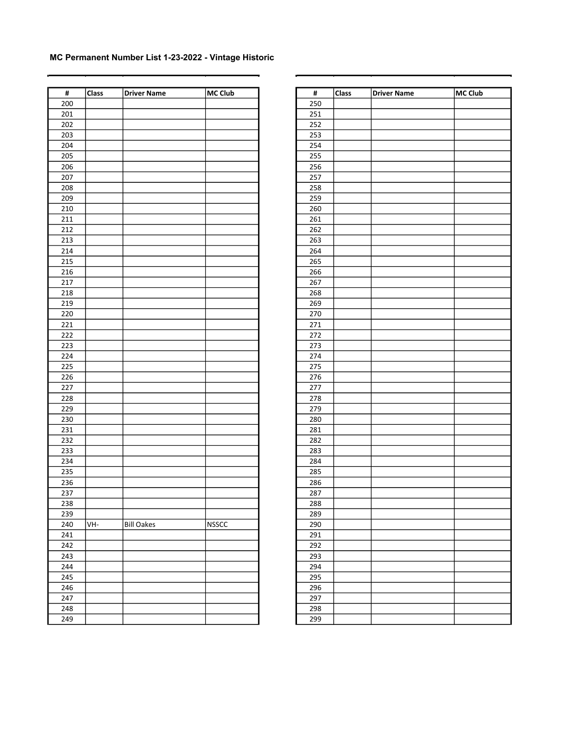**MC Permanent Number List 1-23-2022 - Vintage Historic**

| # | Class | Driver Name | MC Club |
|---|---|---|---|
| 200 | | | |
| 201 | | | |
| 202 | | | |
| 203 | | | |
| 204 | | | |
| 205 | | | |
| 206 | | | |
| 207 | | | |
| 208 | | | |
| 209 | | | |
| 210 | | | |
| 211 | | | |
| 212 | | | |
| 213 | | | |
| 214 | | | |
| 215 | | | |
| 216 | | | |
| 217 | | | |
| 218 | | | |
| 219 | | | |
| 220 | | | |
| 221 | | | |
| 222 | | | |
| 223 | | | |
| 224 | | | |
| 225 | | | |
| 226 | | | |
| 227 | | | |
| 228 | | | |
| 229 | | | |
| 230 | | | |
| 231 | | | |
| 232 | | | |
| 233 | | | |
| 234 | | | |
| 235 | | | |
| 236 | | | |
| 237 | | | |
| 238 | | | |
| 239 | | | |
| 240 | VH- | Bill Oakes | NSSCC |
| 241 | | | |
| 242 | | | |
| 243 | | | |
| 244 | | | |
| 245 | | | |
| 246 | | | |
| 247 | | | |
| 248 | | | |
| 249 | | | |

| # | Class | Driver Name | MC Club |
|---|---|---|---|
| 250 | | | |
| 251 | | | |
| 252 | | | |
| 253 | | | |
| 254 | | | |
| 255 | | | |
| 256 | | | |
| 257 | | | |
| 258 | | | |
| 259 | | | |
| 260 | | | |
| 261 | | | |
| 262 | | | |
| 263 | | | |
| 264 | | | |
| 265 | | | |
| 266 | | | |
| 267 | | | |
| 268 | | | |
| 269 | | | |
| 270 | | | |
| 271 | | | |
| 272 | | | |
| 273 | | | |
| 274 | | | |
| 275 | | | |
| 276 | | | |
| 277 | | | |
| 278 | | | |
| 279 | | | |
| 280 | | | |
| 281 | | | |
| 282 | | | |
| 283 | | | |
| 284 | | | |
| 285 | | | |
| 286 | | | |
| 287 | | | |
| 288 | | | |
| 289 | | | |
| 290 | | | |
| 291 | | | |
| 292 | | | |
| 293 | | | |
| 294 | | | |
| 295 | | | |
| 296 | | | |
| 297 | | | |
| 298 | | | |
| 299 | | | |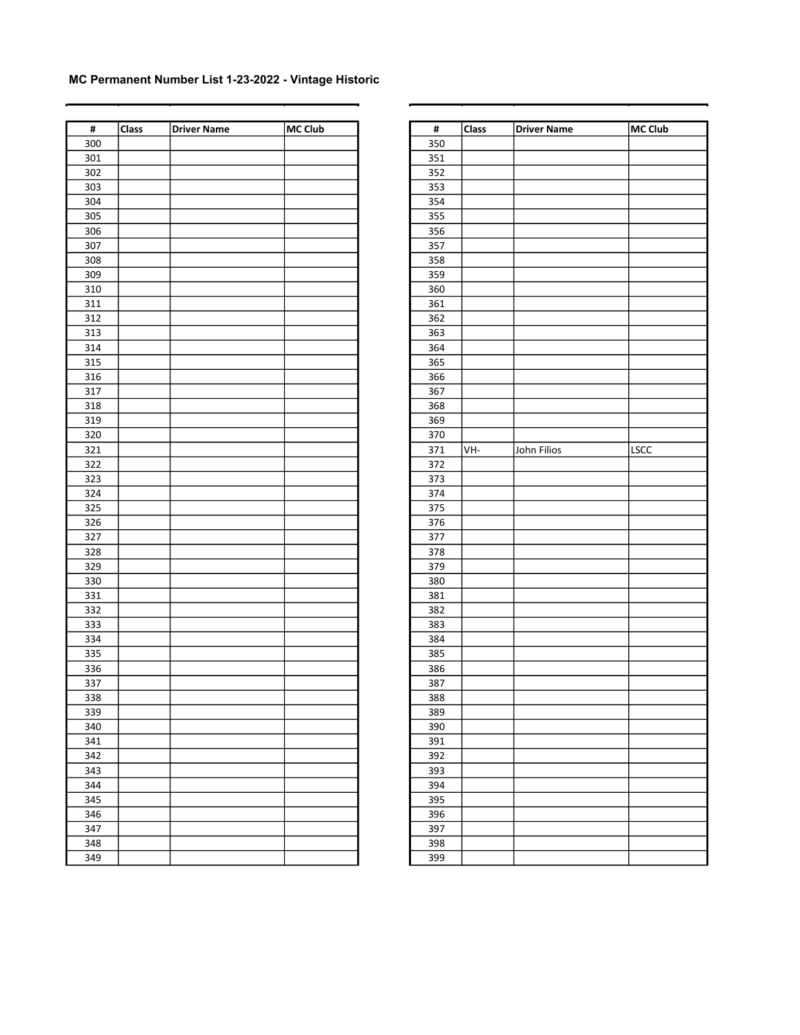**MC Permanent Number List 1-23-2022 - Vintage Historic**

| # | Class | Driver Name | MC Club |
|---|---|---|---|
| 300 | | | |
| 301 | | | |
| 302 | | | |
| 303 | | | |
| 304 | | | |
| 305 | | | |
| 306 | | | |
| 307 | | | |
| 308 | | | |
| 309 | | | |
| 310 | | | |
| 311 | | | |
| 312 | | | |
| 313 | | | |
| 314 | | | |
| 315 | | | |
| 316 | | | |
| 317 | | | |
| 318 | | | |
| 319 | | | |
| 320 | | | |
| 321 | | | |
| 322 | | | |
| 323 | | | |
| 324 | | | |
| 325 | | | |
| 326 | | | |
| 327 | | | |
| 328 | | | |
| 329 | | | |
| 330 | | | |
| 331 | | | |
| 332 | | | |
| 333 | | | |
| 334 | | | |
| 335 | | | |
| 336 | | | |
| 337 | | | |
| 338 | | | |
| 339 | | | |
| 340 | | | |
| 341 | | | |
| 342 | | | |
| 343 | | | |
| 344 | | | |
| 345 | | | |
| 346 | | | |
| 347 | | | |
| 348 | | | |
| 349 | | | |

| # | Class | Driver Name | MC Club |
|---|---|---|---|
| 350 | | | |
| 351 | | | |
| 352 | | | |
| 353 | | | |
| 354 | | | |
| 355 | | | |
| 356 | | | |
| 357 | | | |
| 358 | | | |
| 359 | | | |
| 360 | | | |
| 361 | | | |
| 362 | | | |
| 363 | | | |
| 364 | | | |
| 365 | | | |
| 366 | | | |
| 367 | | | |
| 368 | | | |
| 369 | | | |
| 370 | | | |
| 371 | VH- | John Filios | LSCC |
| 372 | | | |
| 373 | | | |
| 374 | | | |
| 375 | | | |
| 376 | | | |
| 377 | | | |
| 378 | | | |
| 379 | | | |
| 380 | | | |
| 381 | | | |
| 382 | | | |
| 383 | | | |
| 384 | | | |
| 385 | | | |
| 386 | | | |
| 387 | | | |
| 388 | | | |
| 389 | | | |
| 390 | | | |
| 391 | | | |
| 392 | | | |
| 393 | | | |
| 394 | | | |
| 395 | | | |
| 396 | | | |
| 397 | | | |
| 398 | | | |
| 399 | | | |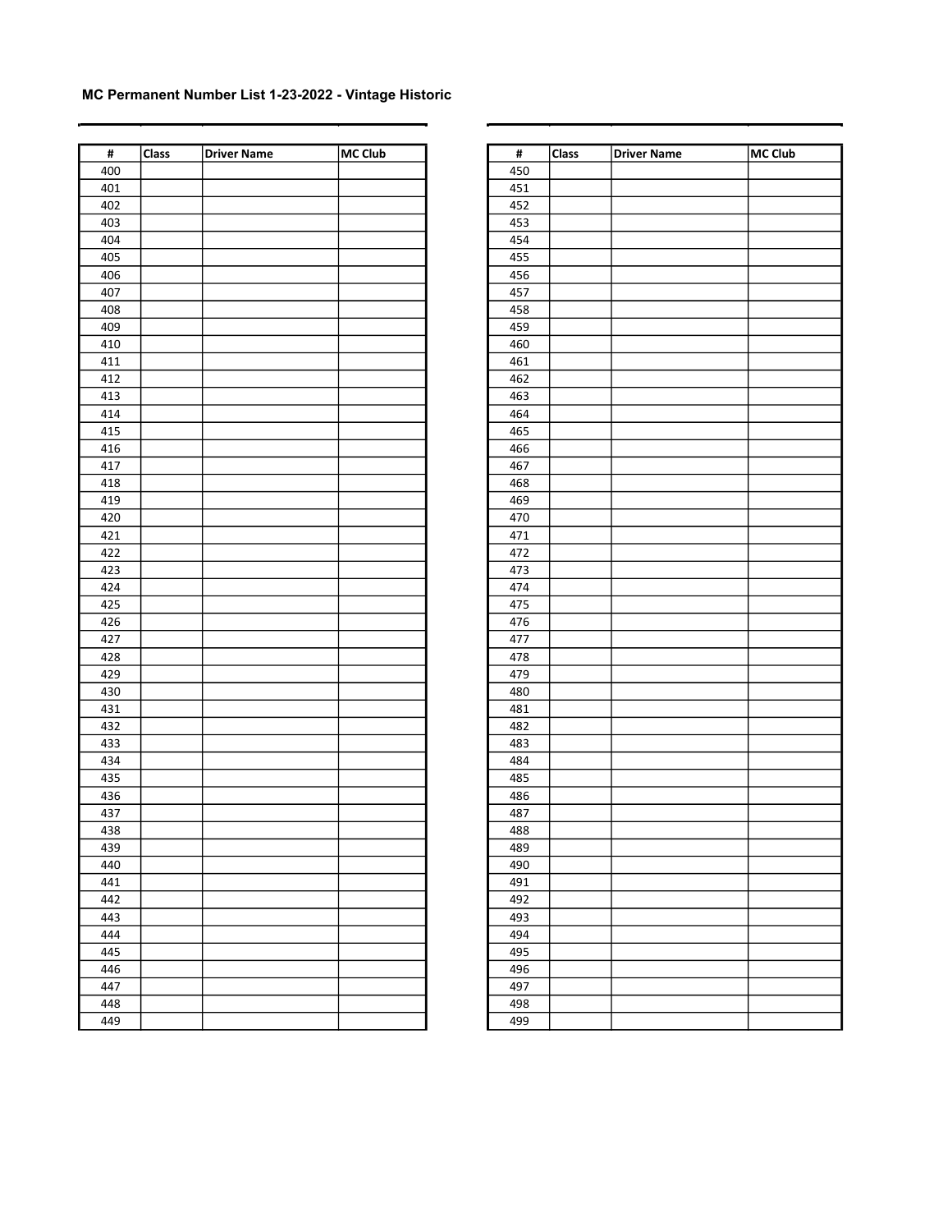**MC Permanent Number List 1-23-2022 - Vintage Historic**

| # | Class | Driver Name | MC Club |
|---|---|---|---|
| 400 | | | |
| 401 | | | |
| 402 | | | |
| 403 | | | |
| 404 | | | |
| 405 | | | |
| 406 | | | |
| 407 | | | |
| 408 | | | |
| 409 | | | |
| 410 | | | |
| 411 | | | |
| 412 | | | |
| 413 | | | |
| 414 | | | |
| 415 | | | |
| 416 | | | |
| 417 | | | |
| 418 | | | |
| 419 | | | |
| 420 | | | |
| 421 | | | |
| 422 | | | |
| 423 | | | |
| 424 | | | |
| 425 | | | |
| 426 | | | |
| 427 | | | |
| 428 | | | |
| 429 | | | |
| 430 | | | |
| 431 | | | |
| 432 | | | |
| 433 | | | |
| 434 | | | |
| 435 | | | |
| 436 | | | |
| 437 | | | |
| 438 | | | |
| 439 | | | |
| 440 | | | |
| 441 | | | |
| 442 | | | |
| 443 | | | |
| 444 | | | |
| 445 | | | |
| 446 | | | |
| 447 | | | |
| 448 | | | |
| 449 | | | |

| # | Class | Driver Name | MC Club |
|---|---|---|---|
| 450 | | | |
| 451 | | | |
| 452 | | | |
| 453 | | | |
| 454 | | | |
| 455 | | | |
| 456 | | | |
| 457 | | | |
| 458 | | | |
| 459 | | | |
| 460 | | | |
| 461 | | | |
| 462 | | | |
| 463 | | | |
| 464 | | | |
| 465 | | | |
| 466 | | | |
| 467 | | | |
| 468 | | | |
| 469 | | | |
| 470 | | | |
| 471 | | | |
| 472 | | | |
| 473 | | | |
| 474 | | | |
| 475 | | | |
| 476 | | | |
| 477 | | | |
| 478 | | | |
| 479 | | | |
| 480 | | | |
| 481 | | | |
| 482 | | | |
| 483 | | | |
| 484 | | | |
| 485 | | | |
| 486 | | | |
| 487 | | | |
| 488 | | | |
| 489 | | | |
| 490 | | | |
| 491 | | | |
| 492 | | | |
| 493 | | | |
| 494 | | | |
| 495 | | | |
| 496 | | | |
| 497 | | | |
| 498 | | | |
| 499 | | | |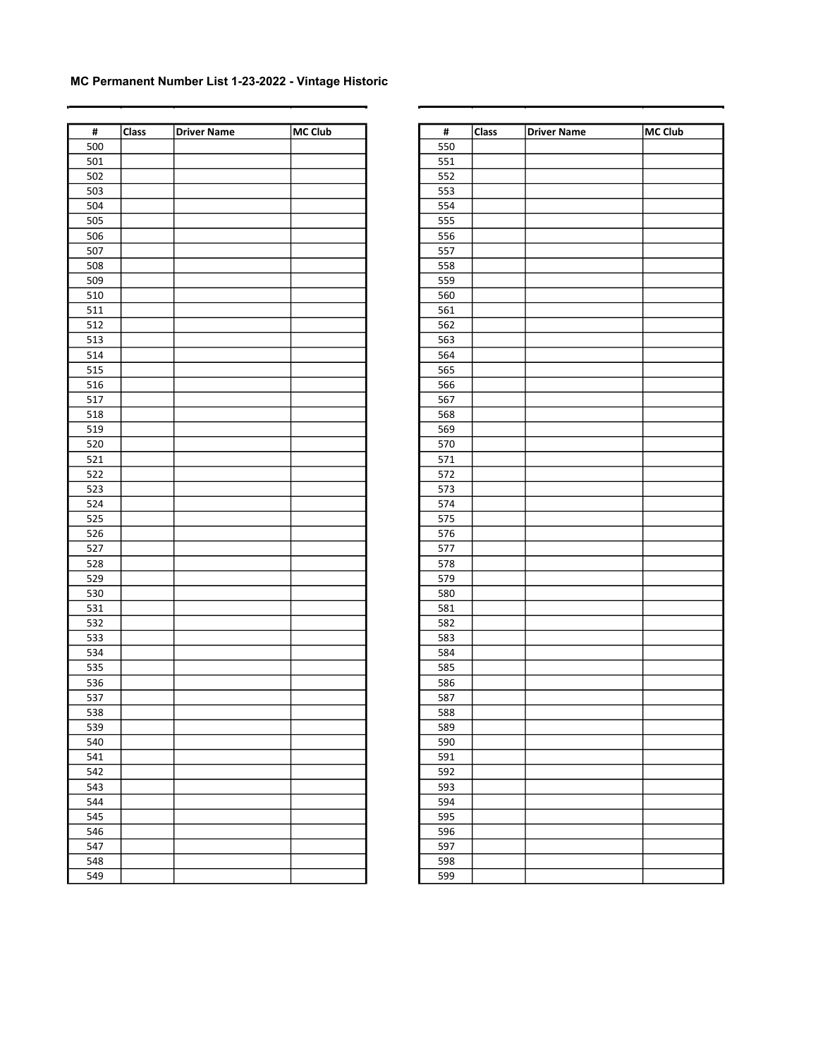**MC Permanent Number List 1-23-2022 - Vintage Historic**

| # | Class | Driver Name | MC Club |
|---|---|---|---|
| 500 | | | |
| 501 | | | |
| 502 | | | |
| 503 | | | |
| 504 | | | |
| 505 | | | |
| 506 | | | |
| 507 | | | |
| 508 | | | |
| 509 | | | |
| 510 | | | |
| 511 | | | |
| 512 | | | |
| 513 | | | |
| 514 | | | |
| 515 | | | |
| 516 | | | |
| 517 | | | |
| 518 | | | |
| 519 | | | |
| 520 | | | |
| 521 | | | |
| 522 | | | |
| 523 | | | |
| 524 | | | |
| 525 | | | |
| 526 | | | |
| 527 | | | |
| 528 | | | |
| 529 | | | |
| 530 | | | |
| 531 | | | |
| 532 | | | |
| 533 | | | |
| 534 | | | |
| 535 | | | |
| 536 | | | |
| 537 | | | |
| 538 | | | |
| 539 | | | |
| 540 | | | |
| 541 | | | |
| 542 | | | |
| 543 | | | |
| 544 | | | |
| 545 | | | |
| 546 | | | |
| 547 | | | |
| 548 | | | |
| 549 | | | |

| # | Class | Driver Name | MC Club |
|---|---|---|---|
| 550 | | | |
| 551 | | | |
| 552 | | | |
| 553 | | | |
| 554 | | | |
| 555 | | | |
| 556 | | | |
| 557 | | | |
| 558 | | | |
| 559 | | | |
| 560 | | | |
| 561 | | | |
| 562 | | | |
| 563 | | | |
| 564 | | | |
| 565 | | | |
| 566 | | | |
| 567 | | | |
| 568 | | | |
| 569 | | | |
| 570 | | | |
| 571 | | | |
| 572 | | | |
| 573 | | | |
| 574 | | | |
| 575 | | | |
| 576 | | | |
| 577 | | | |
| 578 | | | |
| 579 | | | |
| 580 | | | |
| 581 | | | |
| 582 | | | |
| 583 | | | |
| 584 | | | |
| 585 | | | |
| 586 | | | |
| 587 | | | |
| 588 | | | |
| 589 | | | |
| 590 | | | |
| 591 | | | |
| 592 | | | |
| 593 | | | |
| 594 | | | |
| 595 | | | |
| 596 | | | |
| 597 | | | |
| 598 | | | |
| 599 | | | |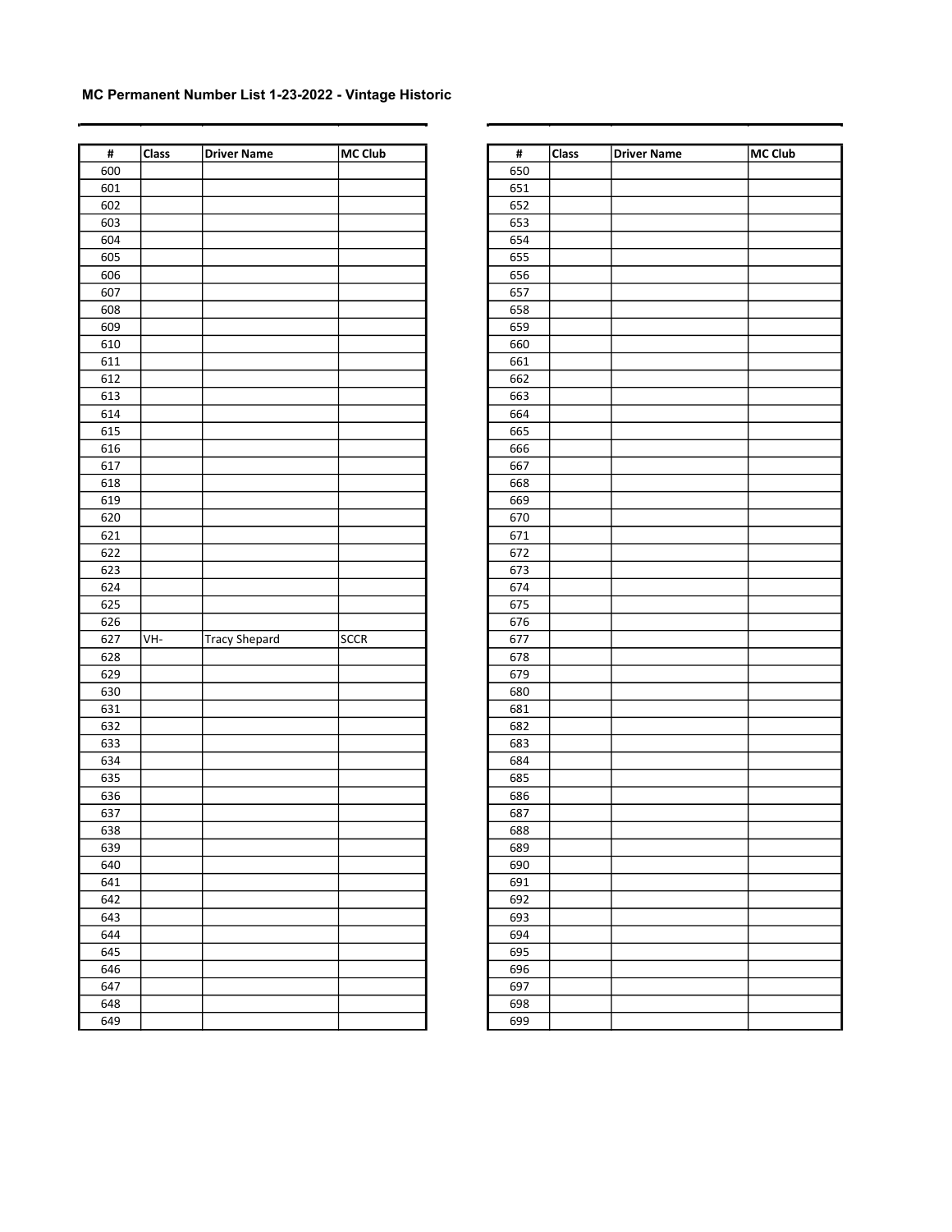# MC Permanent Number List 1-23-2022 - Vintage Historic

| # | Class | Driver Name | MC Club |
|---|---|---|---|
| 600 | | | |
| 601 | | | |
| 602 | | | |
| 603 | | | |
| 604 | | | |
| 605 | | | |
| 606 | | | |
| 607 | | | |
| 608 | | | |
| 609 | | | |
| 610 | | | |
| 611 | | | |
| 612 | | | |
| 613 | | | |
| 614 | | | |
| 615 | | | |
| 616 | | | |
| 617 | | | |
| 618 | | | |
| 619 | | | |
| 620 | | | |
| 621 | | | |
| 622 | | | |
| 623 | | | |
| 624 | | | |
| 625 | | | |
| 626 | | | |
| 627 | VH- | Tracy Shepard | SCCR |
| 628 | | | |
| 629 | | | |
| 630 | | | |
| 631 | | | |
| 632 | | | |
| 633 | | | |
| 634 | | | |
| 635 | | | |
| 636 | | | |
| 637 | | | |
| 638 | | | |
| 639 | | | |
| 640 | | | |
| 641 | | | |
| 642 | | | |
| 643 | | | |
| 644 | | | |
| 645 | | | |
| 646 | | | |
| 647 | | | |
| 648 | | | |
| 649 | | | |

| # | Class | Driver Name | MC Club |
|---|---|---|---|
| 650 | | | |
| 651 | | | |
| 652 | | | |
| 653 | | | |
| 654 | | | |
| 655 | | | |
| 656 | | | |
| 657 | | | |
| 658 | | | |
| 659 | | | |
| 660 | | | |
| 661 | | | |
| 662 | | | |
| 663 | | | |
| 664 | | | |
| 665 | | | |
| 666 | | | |
| 667 | | | |
| 668 | | | |
| 669 | | | |
| 670 | | | |
| 671 | | | |
| 672 | | | |
| 673 | | | |
| 674 | | | |
| 675 | | | |
| 676 | | | |
| 677 | | | |
| 678 | | | |
| 679 | | | |
| 680 | | | |
| 681 | | | |
| 682 | | | |
| 683 | | | |
| 684 | | | |
| 685 | | | |
| 686 | | | |
| 687 | | | |
| 688 | | | |
| 689 | | | |
| 690 | | | |
| 691 | | | |
| 692 | | | |
| 693 | | | |
| 694 | | | |
| 695 | | | |
| 696 | | | |
| 697 | | | |
| 698 | | | |
| 699 | | | |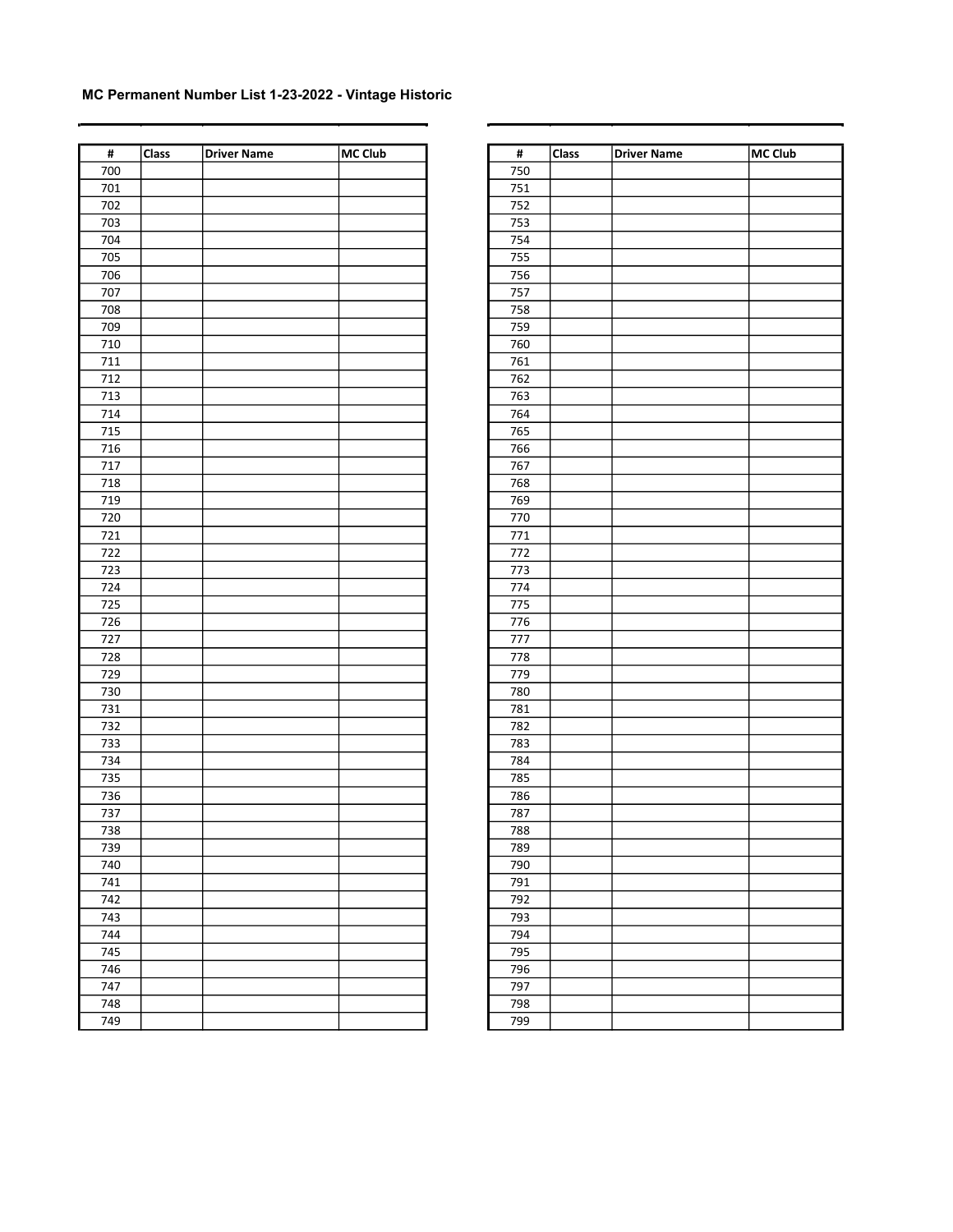### MC Permanent Number List 1-23-2022 - Vintage Historic

| # | Class | Driver Name | MC Club |
|---|---|---|---|
| 700 | | | |
| 701 | | | |
| 702 | | | |
| 703 | | | |
| 704 | | | |
| 705 | | | |
| 706 | | | |
| 707 | | | |
| 708 | | | |
| 709 | | | |
| 710 | | | |
| 711 | | | |
| 712 | | | |
| 713 | | | |
| 714 | | | |
| 715 | | | |
| 716 | | | |
| 717 | | | |
| 718 | | | |
| 719 | | | |
| 720 | | | |
| 721 | | | |
| 722 | | | |
| 723 | | | |
| 724 | | | |
| 725 | | | |
| 726 | | | |
| 727 | | | |
| 728 | | | |
| 729 | | | |
| 730 | | | |
| 731 | | | |
| 732 | | | |
| 733 | | | |
| 734 | | | |
| 735 | | | |
| 736 | | | |
| 737 | | | |
| 738 | | | |
| 739 | | | |
| 740 | | | |
| 741 | | | |
| 742 | | | |
| 743 | | | |
| 744 | | | |
| 745 | | | |
| 746 | | | |
| 747 | | | |
| 748 | | | |
| 749 | | | |

| # | Class | Driver Name | MC Club |
|---|---|---|---|
| 750 | | | |
| 751 | | | |
| 752 | | | |
| 753 | | | |
| 754 | | | |
| 755 | | | |
| 756 | | | |
| 757 | | | |
| 758 | | | |
| 759 | | | |
| 760 | | | |
| 761 | | | |
| 762 | | | |
| 763 | | | |
| 764 | | | |
| 765 | | | |
| 766 | | | |
| 767 | | | |
| 768 | | | |
| 769 | | | |
| 770 | | | |
| 771 | | | |
| 772 | | | |
| 773 | | | |
| 774 | | | |
| 775 | | | |
| 776 | | | |
| 777 | | | |
| 778 | | | |
| 779 | | | |
| 780 | | | |
| 781 | | | |
| 782 | | | |
| 783 | | | |
| 784 | | | |
| 785 | | | |
| 786 | | | |
| 787 | | | |
| 788 | | | |
| 789 | | | |
| 790 | | | |
| 791 | | | |
| 792 | | | |
| 793 | | | |
| 794 | | | |
| 795 | | | |
| 796 | | | |
| 797 | | | |
| 798 | | | |
| 799 | | | |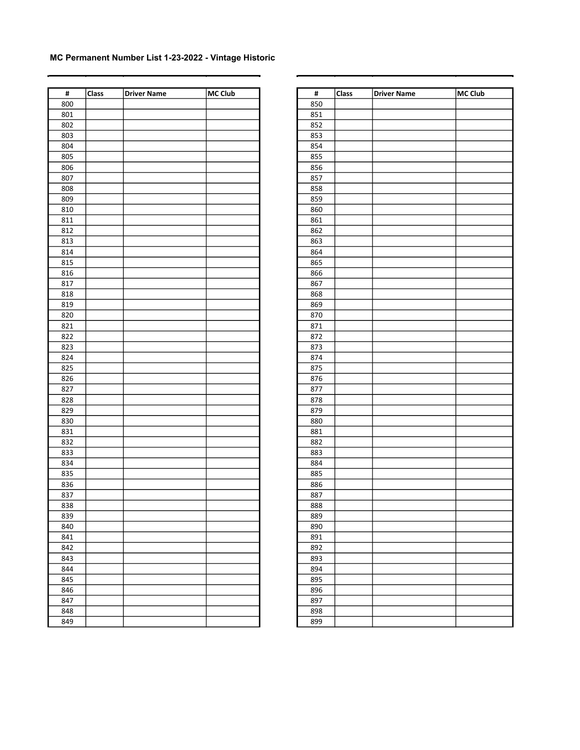**MC Permanent Number List 1-23-2022 - Vintage Historic**

| # | Class | Driver Name | MC Club |
|---|---|---|---|
| 800 | | | |
| 801 | | | |
| 802 | | | |
| 803 | | | |
| 804 | | | |
| 805 | | | |
| 806 | | | |
| 807 | | | |
| 808 | | | |
| 809 | | | |
| 810 | | | |
| 811 | | | |
| 812 | | | |
| 813 | | | |
| 814 | | | |
| 815 | | | |
| 816 | | | |
| 817 | | | |
| 818 | | | |
| 819 | | | |
| 820 | | | |
| 821 | | | |
| 822 | | | |
| 823 | | | |
| 824 | | | |
| 825 | | | |
| 826 | | | |
| 827 | | | |
| 828 | | | |
| 829 | | | |
| 830 | | | |
| 831 | | | |
| 832 | | | |
| 833 | | | |
| 834 | | | |
| 835 | | | |
| 836 | | | |
| 837 | | | |
| 838 | | | |
| 839 | | | |
| 840 | | | |
| 841 | | | |
| 842 | | | |
| 843 | | | |
| 844 | | | |
| 845 | | | |
| 846 | | | |
| 847 | | | |
| 848 | | | |
| 849 | | | |

| # | Class | Driver Name | MC Club |
|---|---|---|---|
| 850 | | | |
| 851 | | | |
| 852 | | | |
| 853 | | | |
| 854 | | | |
| 855 | | | |
| 856 | | | |
| 857 | | | |
| 858 | | | |
| 859 | | | |
| 860 | | | |
| 861 | | | |
| 862 | | | |
| 863 | | | |
| 864 | | | |
| 865 | | | |
| 866 | | | |
| 867 | | | |
| 868 | | | |
| 869 | | | |
| 870 | | | |
| 871 | | | |
| 872 | | | |
| 873 | | | |
| 874 | | | |
| 875 | | | |
| 876 | | | |
| 877 | | | |
| 878 | | | |
| 879 | | | |
| 880 | | | |
| 881 | | | |
| 882 | | | |
| 883 | | | |
| 884 | | | |
| 885 | | | |
| 886 | | | |
| 887 | | | |
| 888 | | | |
| 889 | | | |
| 890 | | | |
| 891 | | | |
| 892 | | | |
| 893 | | | |
| 894 | | | |
| 895 | | | |
| 896 | | | |
| 897 | | | |
| 898 | | | |
| 899 | | | |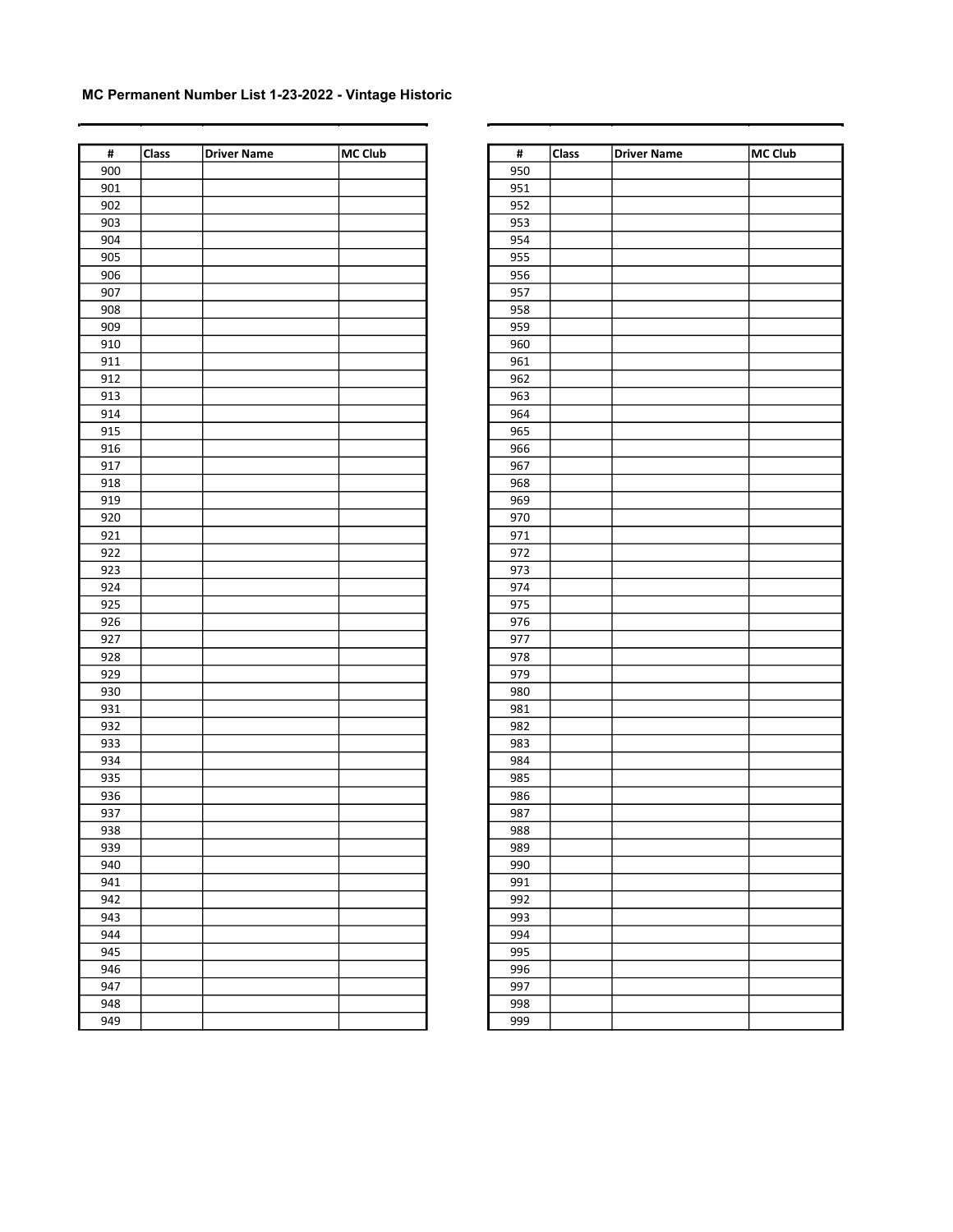**MC Permanent Number List 1-23-2022 - Vintage Historic**

| # | Class | Driver Name | MC Club |
|---|---|---|---|
| 900 | | | |
| 901 | | | |
| 902 | | | |
| 903 | | | |
| 904 | | | |
| 905 | | | |
| 906 | | | |
| 907 | | | |
| 908 | | | |
| 909 | | | |
| 910 | | | |
| 911 | | | |
| 912 | | | |
| 913 | | | |
| 914 | | | |
| 915 | | | |
| 916 | | | |
| 917 | | | |
| 918 | | | |
| 919 | | | |
| 920 | | | |
| 921 | | | |
| 922 | | | |
| 923 | | | |
| 924 | | | |
| 925 | | | |
| 926 | | | |
| 927 | | | |
| 928 | | | |
| 929 | | | |
| 930 | | | |
| 931 | | | |
| 932 | | | |
| 933 | | | |
| 934 | | | |
| 935 | | | |
| 936 | | | |
| 937 | | | |
| 938 | | | |
| 939 | | | |
| 940 | | | |
| 941 | | | |
| 942 | | | |
| 943 | | | |
| 944 | | | |
| 945 | | | |
| 946 | | | |
| 947 | | | |
| 948 | | | |
| 949 | | | |

| # | Class | Driver Name | MC Club |
|---|---|---|---|
| 950 | | | |
| 951 | | | |
| 952 | | | |
| 953 | | | |
| 954 | | | |
| 955 | | | |
| 956 | | | |
| 957 | | | |
| 958 | | | |
| 959 | | | |
| 960 | | | |
| 961 | | | |
| 962 | | | |
| 963 | | | |
| 964 | | | |
| 965 | | | |
| 966 | | | |
| 967 | | | |
| 968 | | | |
| 969 | | | |
| 970 | | | |
| 971 | | | |
| 972 | | | |
| 973 | | | |
| 974 | | | |
| 975 | | | |
| 976 | | | |
| 977 | | | |
| 978 | | | |
| 979 | | | |
| 980 | | | |
| 981 | | | |
| 982 | | | |
| 983 | | | |
| 984 | | | |
| 985 | | | |
| 986 | | | |
| 987 | | | |
| 988 | | | |
| 989 | | | |
| 990 | | | |
| 991 | | | |
| 992 | | | |
| 993 | | | |
| 994 | | | |
| 995 | | | |
| 996 | | | |
| 997 | | | |
| 998 | | | |
| 999 | | | |